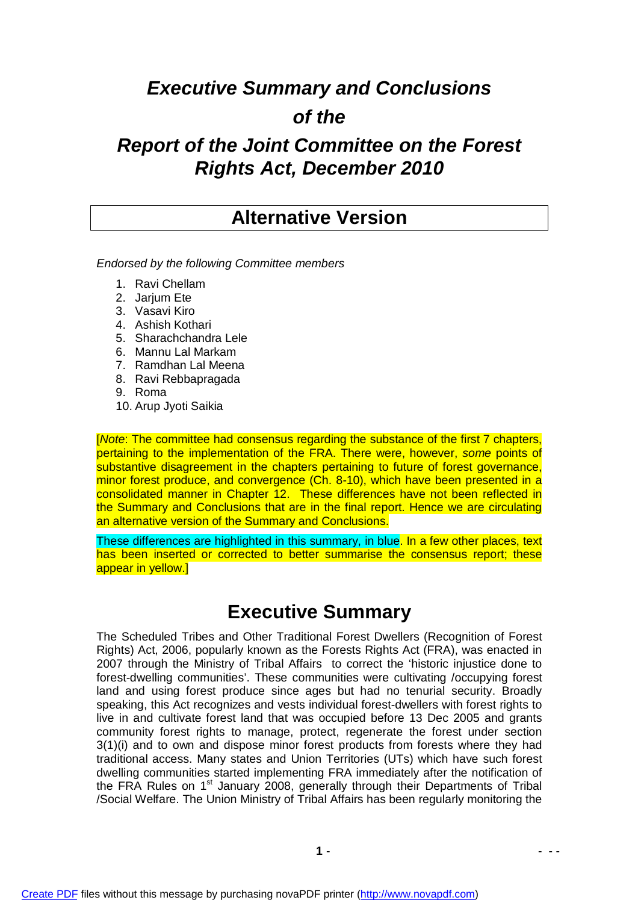# *Executive Summary and Conclusions of the Report of the Joint Committee on the Forest Rights Act, December 2010*

## Alternative Version

*Endorsed by the following Committee members*

1. Ravi Chellam
2. Jarjum Ete
3. Vasavi Kiro
4. Ashish Kothari
5. Sharachchandra Lele
6. Mannu Lal Markam
7. Ramdhan Lal Meena
8. Ravi Rebbapragada
9. Roma
10. Arup Jyoti Saikia

[*Note*: The committee had consensus regarding the substance of the first 7 chapters, pertaining to the implementation of the FRA. There were, however, *some* points of substantive disagreement in the chapters pertaining to future of forest governance, minor forest produce, and convergence (Ch. 8-10), which have been presented in a consolidated manner in Chapter 12. These differences have not been reflected in the Summary and Conclusions that are in the final report. Hence we are circulating an alternative version of the Summary and Conclusions.

These differences are highlighted in this summary, in blue. In a few other places, text has been inserted or corrected to better summarise the consensus report; these appear in yellow.]

## Executive Summary

The Scheduled Tribes and Other Traditional Forest Dwellers (Recognition of Forest Rights) Act, 2006, popularly known as the Forests Rights Act (FRA), was enacted in 2007 through the Ministry of Tribal Affairs to correct the 'historic injustice done to forest-dwelling communities'. These communities were cultivating /occupying forest land and using forest produce since ages but had no tenurial security. Broadly speaking, this Act recognizes and vests individual forest-dwellers with forest rights to live in and cultivate forest land that was occupied before 13 Dec 2005 and grants community forest rights to manage, protect, regenerate the forest under section 3(1)(i) and to own and dispose minor forest products from forests where they had traditional access. Many states and Union Territories (UTs) which have such forest dwelling communities started implementing FRA immediately after the notification of the FRA Rules on 1st January 2008, generally through their Departments of Tribal /Social Welfare. The Union Ministry of Tribal Affairs has been regularly monitoring the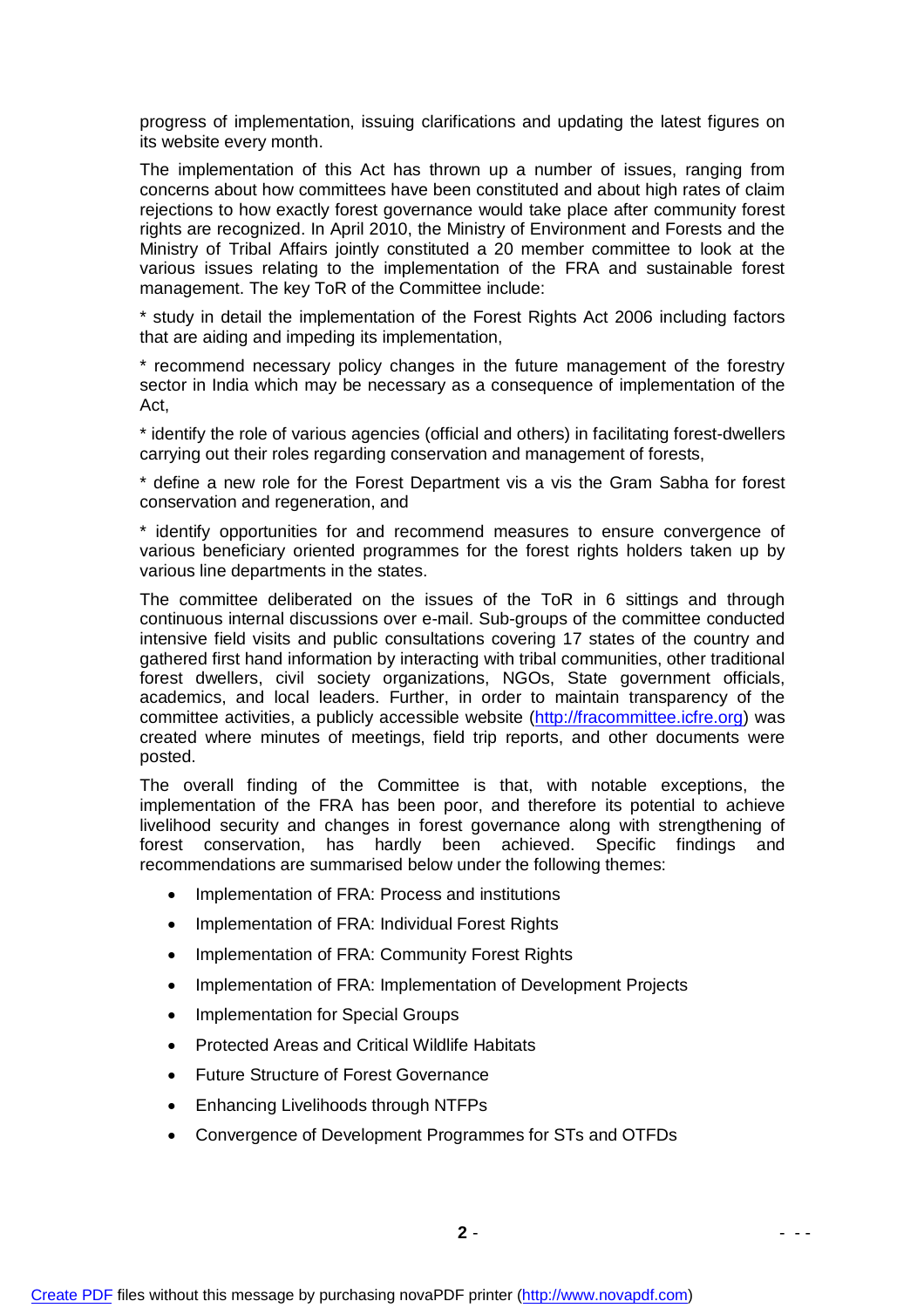progress of implementation, issuing clarifications and updating the latest figures on its website every month.

The implementation of this Act has thrown up a number of issues, ranging from concerns about how committees have been constituted and about high rates of claim rejections to how exactly forest governance would take place after community forest rights are recognized. In April 2010, the Ministry of Environment and Forests and the Ministry of Tribal Affairs jointly constituted a 20 member committee to look at the various issues relating to the implementation of the FRA and sustainable forest management. The key ToR of the Committee include:

* study in detail the implementation of the Forest Rights Act 2006 including factors that are aiding and impeding its implementation,

* recommend necessary policy changes in the future management of the forestry sector in India which may be necessary as a consequence of implementation of the Act,

* identify the role of various agencies (official and others) in facilitating forest-dwellers carrying out their roles regarding conservation and management of forests,

* define a new role for the Forest Department vis a vis the Gram Sabha for forest conservation and regeneration, and

* identify opportunities for and recommend measures to ensure convergence of various beneficiary oriented programmes for the forest rights holders taken up by various line departments in the states.

The committee deliberated on the issues of the ToR in 6 sittings and through continuous internal discussions over e-mail. Sub-groups of the committee conducted intensive field visits and public consultations covering 17 states of the country and gathered first hand information by interacting with tribal communities, other traditional forest dwellers, civil society organizations, NGOs, State government officials, academics, and local leaders. Further, in order to maintain transparency of the committee activities, a publicly accessible website (http://fracommittee.icfre.org) was created where minutes of meetings, field trip reports, and other documents were posted.

The overall finding of the Committee is that, with notable exceptions, the implementation of the FRA has been poor, and therefore its potential to achieve livelihood security and changes in forest governance along with strengthening of forest conservation, has hardly been achieved. Specific findings and recommendations are summarised below under the following themes:

- Implementation of FRA: Process and institutions
- Implementation of FRA: Individual Forest Rights
- Implementation of FRA: Community Forest Rights
- Implementation of FRA: Implementation of Development Projects
- Implementation for Special Groups
- Protected Areas and Critical Wildlife Habitats
- Future Structure of Forest Governance
- Enhancing Livelihoods through NTFPs
- Convergence of Development Programmes for STs and OTFDs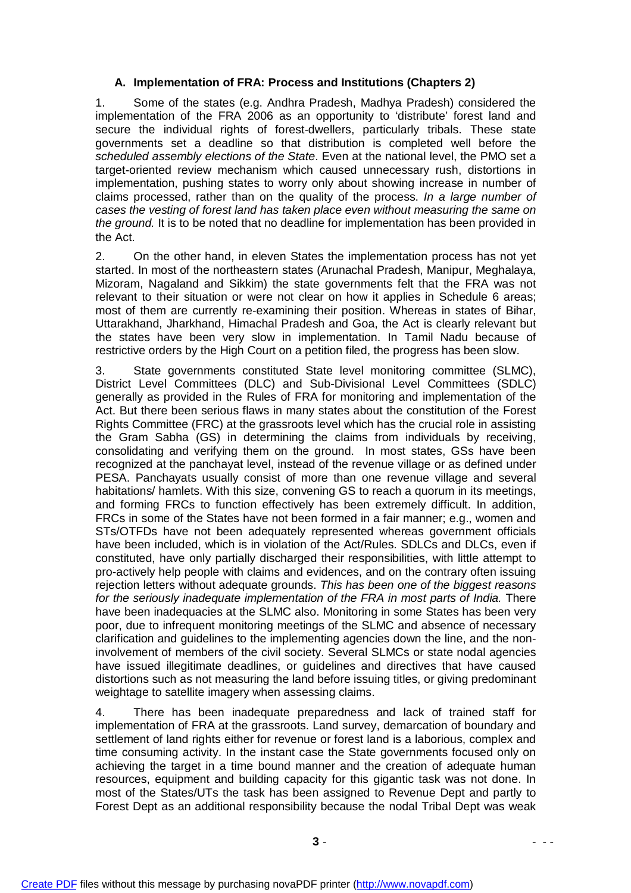### A. Implementation of FRA: Process and Institutions (Chapters 2)

1. Some of the states (e.g. Andhra Pradesh, Madhya Pradesh) considered the implementation of the FRA 2006 as an opportunity to 'distribute' forest land and secure the individual rights of forest-dwellers, particularly tribals. These state governments set a deadline so that distribution is completed well before the *scheduled assembly elections of the State*. Even at the national level, the PMO set a target-oriented review mechanism which caused unnecessary rush, distortions in implementation, pushing states to worry only about showing increase in number of claims processed, rather than on the quality of the process. *In a large number of cases the vesting of forest land has taken place even without measuring the same on the ground.* It is to be noted that no deadline for implementation has been provided in the Act.

2. On the other hand, in eleven States the implementation process has not yet started. In most of the northeastern states (Arunachal Pradesh, Manipur, Meghalaya, Mizoram, Nagaland and Sikkim) the state governments felt that the FRA was not relevant to their situation or were not clear on how it applies in Schedule 6 areas; most of them are currently re-examining their position. Whereas in states of Bihar, Uttarakhand, Jharkhand, Himachal Pradesh and Goa, the Act is clearly relevant but the states have been very slow in implementation. In Tamil Nadu because of restrictive orders by the High Court on a petition filed, the progress has been slow.

3. State governments constituted State level monitoring committee (SLMC), District Level Committees (DLC) and Sub-Divisional Level Committees (SDLC) generally as provided in the Rules of FRA for monitoring and implementation of the Act. But there been serious flaws in many states about the constitution of the Forest Rights Committee (FRC) at the grassroots level which has the crucial role in assisting the Gram Sabha (GS) in determining the claims from individuals by receiving, consolidating and verifying them on the ground. In most states, GSs have been recognized at the panchayat level, instead of the revenue village or as defined under PESA. Panchayats usually consist of more than one revenue village and several habitations/ hamlets. With this size, convening GS to reach a quorum in its meetings, and forming FRCs to function effectively has been extremely difficult. In addition, FRCs in some of the States have not been formed in a fair manner; e.g., women and STs/OTFDs have not been adequately represented whereas government officials have been included, which is in violation of the Act/Rules. SDLCs and DLCs, even if constituted, have only partially discharged their responsibilities, with little attempt to pro-actively help people with claims and evidences, and on the contrary often issuing rejection letters without adequate grounds. *This has been one of the biggest reasons for the seriously inadequate implementation of the FRA in most parts of India.* There have been inadequacies at the SLMC also. Monitoring in some States has been very poor, due to infrequent monitoring meetings of the SLMC and absence of necessary clarification and guidelines to the implementing agencies down the line, and the non-involvement of members of the civil society. Several SLMCs or state nodal agencies have issued illegitimate deadlines, or guidelines and directives that have caused distortions such as not measuring the land before issuing titles, or giving predominant weightage to satellite imagery when assessing claims.

4. There has been inadequate preparedness and lack of trained staff for implementation of FRA at the grassroots. Land survey, demarcation of boundary and settlement of land rights either for revenue or forest land is a laborious, complex and time consuming activity. In the instant case the State governments focused only on achieving the target in a time bound manner and the creation of adequate human resources, equipment and building capacity for this gigantic task was not done. In most of the States/UTs the task has been assigned to Revenue Dept and partly to Forest Dept as an additional responsibility because the nodal Tribal Dept was weak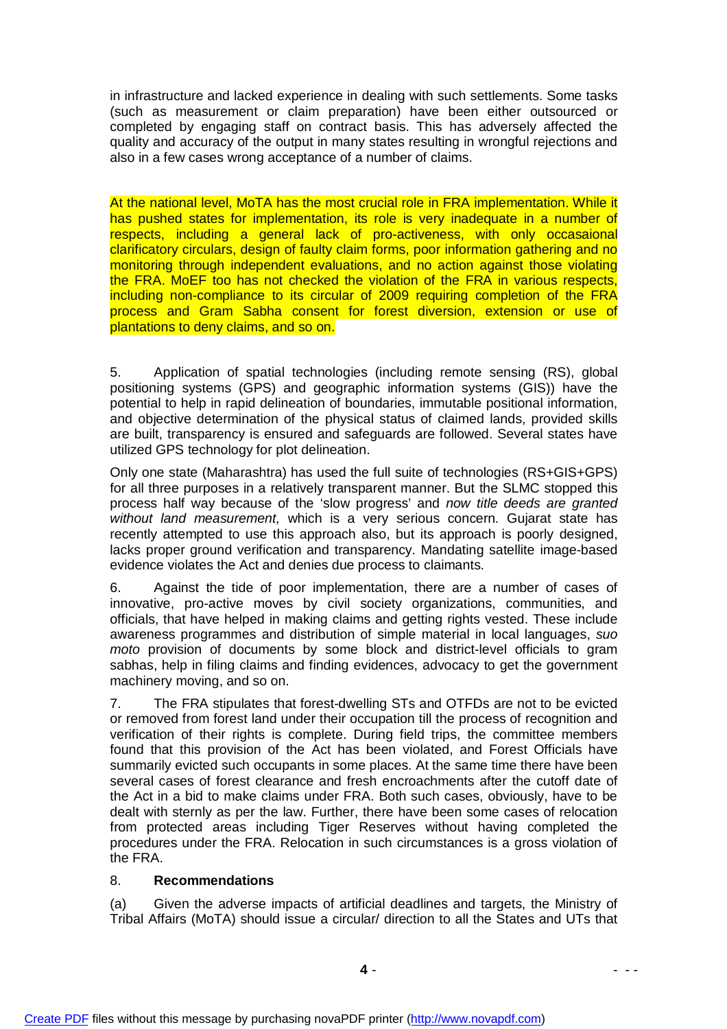in infrastructure and lacked experience in dealing with such settlements. Some tasks (such as measurement or claim preparation) have been either outsourced or completed by engaging staff on contract basis. This has adversely affected the quality and accuracy of the output in many states resulting in wrongful rejections and also in a few cases wrong acceptance of a number of claims.

At the national level, MoTA has the most crucial role in FRA implementation. While it has pushed states for implementation, its role is very inadequate in a number of respects, including a general lack of pro-activeness, with only occasaional clarificatory circulars, design of faulty claim forms, poor information gathering and no monitoring through independent evaluations, and no action against those violating the FRA. MoEF too has not checked the violation of the FRA in various respects, including non-compliance to its circular of 2009 requiring completion of the FRA process and Gram Sabha consent for forest diversion, extension or use of plantations to deny claims, and so on.

5. Application of spatial technologies (including remote sensing (RS), global positioning systems (GPS) and geographic information systems (GIS)) have the potential to help in rapid delineation of boundaries, immutable positional information, and objective determination of the physical status of claimed lands, provided skills are built, transparency is ensured and safeguards are followed. Several states have utilized GPS technology for plot delineation.

Only one state (Maharashtra) has used the full suite of technologies (RS+GIS+GPS) for all three purposes in a relatively transparent manner. But the SLMC stopped this process half way because of the 'slow progress' and *now title deeds are granted without land measurement,* which is a very serious concern. Gujarat state has recently attempted to use this approach also, but its approach is poorly designed, lacks proper ground verification and transparency. Mandating satellite image-based evidence violates the Act and denies due process to claimants.

6. Against the tide of poor implementation, there are a number of cases of innovative, pro-active moves by civil society organizations, communities, and officials, that have helped in making claims and getting rights vested. These include awareness programmes and distribution of simple material in local languages, *suo moto* provision of documents by some block and district-level officials to gram sabhas, help in filing claims and finding evidences, advocacy to get the government machinery moving, and so on.

7. The FRA stipulates that forest-dwelling STs and OTFDs are not to be evicted or removed from forest land under their occupation till the process of recognition and verification of their rights is complete. During field trips, the committee members found that this provision of the Act has been violated, and Forest Officials have summarily evicted such occupants in some places. At the same time there have been several cases of forest clearance and fresh encroachments after the cutoff date of the Act in a bid to make claims under FRA. Both such cases, obviously, have to be dealt with sternly as per the law. Further, there have been some cases of relocation from protected areas including Tiger Reserves without having completed the procedures under the FRA. Relocation in such circumstances is a gross violation of the FRA.

8. **Recommendations**

(a) Given the adverse impacts of artificial deadlines and targets, the Ministry of Tribal Affairs (MoTA) should issue a circular/ direction to all the States and UTs that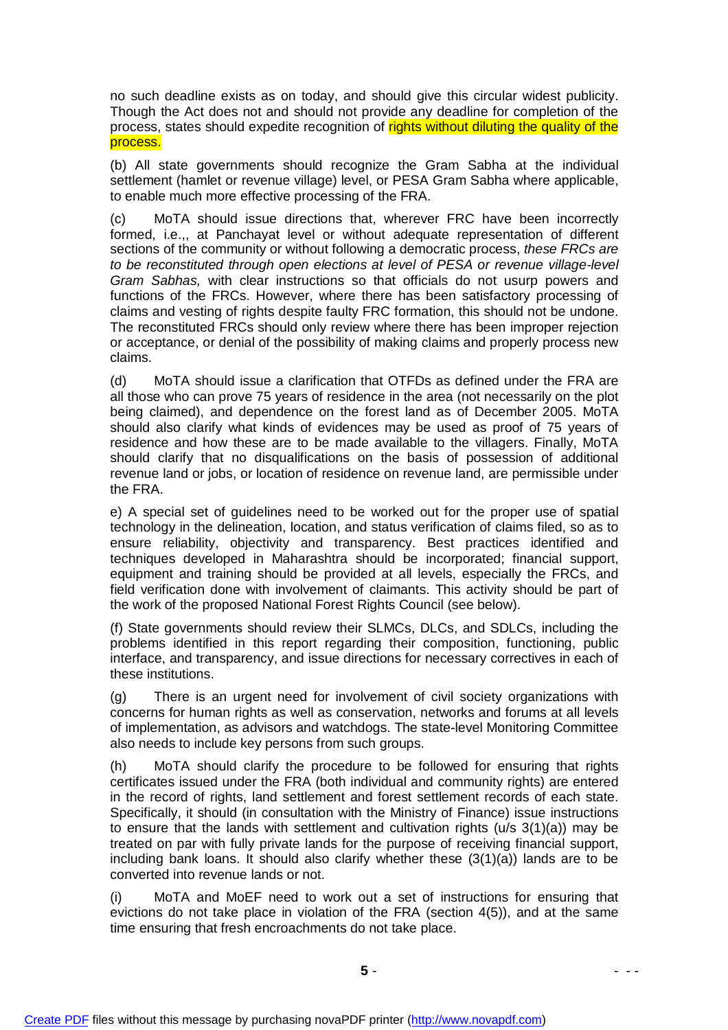no such deadline exists as on today, and should give this circular widest publicity. Though the Act does not and should not provide any deadline for completion of the process, states should expedite recognition of rights without diluting the quality of the process.

(b) All state governments should recognize the Gram Sabha at the individual settlement (hamlet or revenue village) level, or PESA Gram Sabha where applicable, to enable much more effective processing of the FRA.

(c) MoTA should issue directions that, wherever FRC have been incorrectly formed, i.e.,, at Panchayat level or without adequate representation of different sections of the community or without following a democratic process, *these FRCs are to be reconstituted through open elections at level of PESA or revenue village-level Gram Sabhas,* with clear instructions so that officials do not usurp powers and functions of the FRCs. However, where there has been satisfactory processing of claims and vesting of rights despite faulty FRC formation, this should not be undone. The reconstituted FRCs should only review where there has been improper rejection or acceptance, or denial of the possibility of making claims and properly process new claims.

(d) MoTA should issue a clarification that OTFDs as defined under the FRA are all those who can prove 75 years of residence in the area (not necessarily on the plot being claimed), and dependence on the forest land as of December 2005. MoTA should also clarify what kinds of evidences may be used as proof of 75 years of residence and how these are to be made available to the villagers. Finally, MoTA should clarify that no disqualifications on the basis of possession of additional revenue land or jobs, or location of residence on revenue land, are permissible under the FRA.

e) A special set of guidelines need to be worked out for the proper use of spatial technology in the delineation, location, and status verification of claims filed, so as to ensure reliability, objectivity and transparency. Best practices identified and techniques developed in Maharashtra should be incorporated; financial support, equipment and training should be provided at all levels, especially the FRCs, and field verification done with involvement of claimants. This activity should be part of the work of the proposed National Forest Rights Council (see below).

(f) State governments should review their SLMCs, DLCs, and SDLCs, including the problems identified in this report regarding their composition, functioning, public interface, and transparency, and issue directions for necessary correctives in each of these institutions.

(g) There is an urgent need for involvement of civil society organizations with concerns for human rights as well as conservation, networks and forums at all levels of implementation, as advisors and watchdogs. The state-level Monitoring Committee also needs to include key persons from such groups.

(h) MoTA should clarify the procedure to be followed for ensuring that rights certificates issued under the FRA (both individual and community rights) are entered in the record of rights, land settlement and forest settlement records of each state. Specifically, it should (in consultation with the Ministry of Finance) issue instructions to ensure that the lands with settlement and cultivation rights (u/s 3(1)(a)) may be treated on par with fully private lands for the purpose of receiving financial support, including bank loans. It should also clarify whether these (3(1)(a)) lands are to be converted into revenue lands or not.

(i) MoTA and MoEF need to work out a set of instructions for ensuring that evictions do not take place in violation of the FRA (section 4(5)), and at the same time ensuring that fresh encroachments do not take place.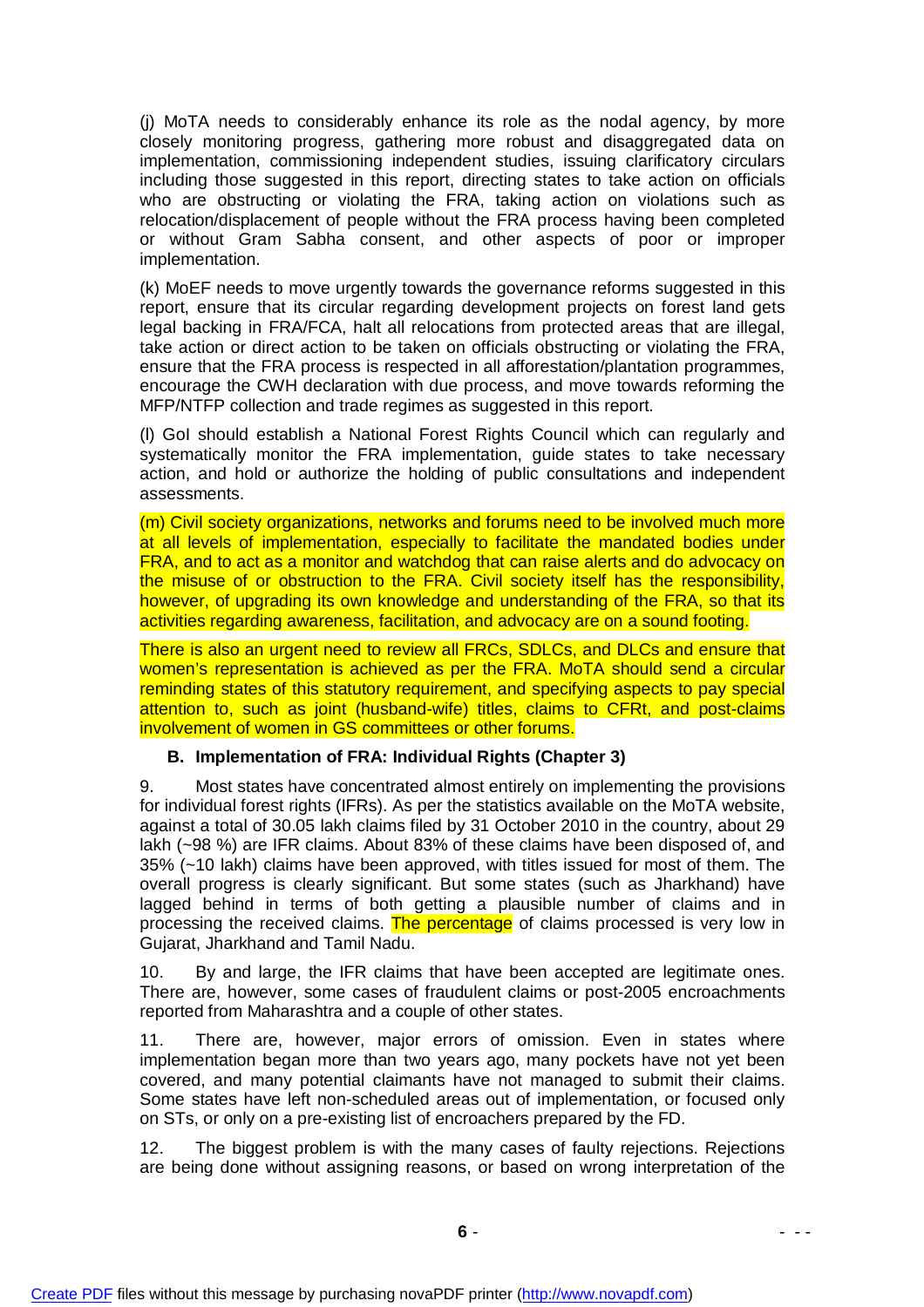(j) MoTA needs to considerably enhance its role as the nodal agency, by more closely monitoring progress, gathering more robust and disaggregated data on implementation, commissioning independent studies, issuing clarificatory circulars including those suggested in this report, directing states to take action on officials who are obstructing or violating the FRA, taking action on violations such as relocation/displacement of people without the FRA process having been completed or without Gram Sabha consent, and other aspects of poor or improper implementation.

(k) MoEF needs to move urgently towards the governance reforms suggested in this report, ensure that its circular regarding development projects on forest land gets legal backing in FRA/FCA, halt all relocations from protected areas that are illegal, take action or direct action to be taken on officials obstructing or violating the FRA, ensure that the FRA process is respected in all afforestation/plantation programmes, encourage the CWH declaration with due process, and move towards reforming the MFP/NTFP collection and trade regimes as suggested in this report.

(l) GoI should establish a National Forest Rights Council which can regularly and systematically monitor the FRA implementation, guide states to take necessary action, and hold or authorize the holding of public consultations and independent assessments.

(m) Civil society organizations, networks and forums need to be involved much more at all levels of implementation, especially to facilitate the mandated bodies under FRA, and to act as a monitor and watchdog that can raise alerts and do advocacy on the misuse of or obstruction to the FRA. Civil society itself has the responsibility, however, of upgrading its own knowledge and understanding of the FRA, so that its activities regarding awareness, facilitation, and advocacy are on a sound footing.

There is also an urgent need to review all FRCs, SDLCs, and DLCs and ensure that women's representation is achieved as per the FRA. MoTA should send a circular reminding states of this statutory requirement, and specifying aspects to pay special attention to, such as joint (husband-wife) titles, claims to CFRt, and post-claims involvement of women in GS committees or other forums.

### B. Implementation of FRA: Individual Rights (Chapter 3)

9. Most states have concentrated almost entirely on implementing the provisions for individual forest rights (IFRs). As per the statistics available on the MoTA website, against a total of 30.05 lakh claims filed by 31 October 2010 in the country, about 29 lakh (~98 %) are IFR claims. About 83% of these claims have been disposed of, and 35% (~10 lakh) claims have been approved, with titles issued for most of them. The overall progress is clearly significant. But some states (such as Jharkhand) have lagged behind in terms of both getting a plausible number of claims and in processing the received claims. The percentage of claims processed is very low in Gujarat, Jharkhand and Tamil Nadu.

10. By and large, the IFR claims that have been accepted are legitimate ones. There are, however, some cases of fraudulent claims or post-2005 encroachments reported from Maharashtra and a couple of other states.

11. There are, however, major errors of omission. Even in states where implementation began more than two years ago, many pockets have not yet been covered, and many potential claimants have not managed to submit their claims. Some states have left non-scheduled areas out of implementation, or focused only on STs, or only on a pre-existing list of encroachers prepared by the FD.

12. The biggest problem is with the many cases of faulty rejections. Rejections are being done without assigning reasons, or based on wrong interpretation of the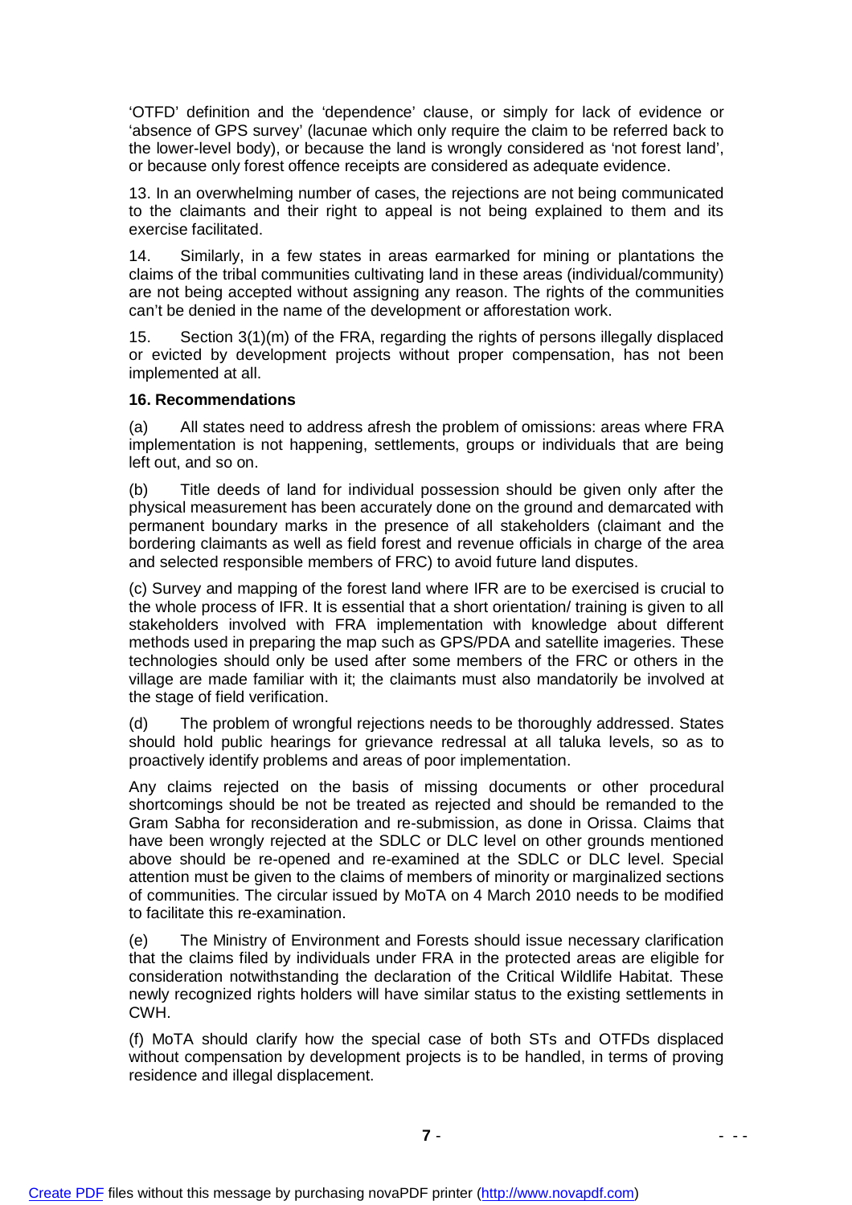'OTFD' definition and the 'dependence' clause, or simply for lack of evidence or 'absence of GPS survey' (lacunae which only require the claim to be referred back to the lower-level body), or because the land is wrongly considered as 'not forest land', or because only forest offence receipts are considered as adequate evidence.

13. In an overwhelming number of cases, the rejections are not being communicated to the claimants and their right to appeal is not being explained to them and its exercise facilitated.

14. Similarly, in a few states in areas earmarked for mining or plantations the claims of the tribal communities cultivating land in these areas (individual/community) are not being accepted without assigning any reason. The rights of the communities can't be denied in the name of the development or afforestation work.

15. Section 3(1)(m) of the FRA, regarding the rights of persons illegally displaced or evicted by development projects without proper compensation, has not been implemented at all.

**16. Recommendations**

(a) All states need to address afresh the problem of omissions: areas where FRA implementation is not happening, settlements, groups or individuals that are being left out, and so on.

(b) Title deeds of land for individual possession should be given only after the physical measurement has been accurately done on the ground and demarcated with permanent boundary marks in the presence of all stakeholders (claimant and the bordering claimants as well as field forest and revenue officials in charge of the area and selected responsible members of FRC) to avoid future land disputes.

(c) Survey and mapping of the forest land where IFR are to be exercised is crucial to the whole process of IFR. It is essential that a short orientation/ training is given to all stakeholders involved with FRA implementation with knowledge about different methods used in preparing the map such as GPS/PDA and satellite imageries. These technologies should only be used after some members of the FRC or others in the village are made familiar with it; the claimants must also mandatorily be involved at the stage of field verification.

(d) The problem of wrongful rejections needs to be thoroughly addressed. States should hold public hearings for grievance redressal at all taluka levels, so as to proactively identify problems and areas of poor implementation.

Any claims rejected on the basis of missing documents or other procedural shortcomings should be not be treated as rejected and should be remanded to the Gram Sabha for reconsideration and re-submission, as done in Orissa. Claims that have been wrongly rejected at the SDLC or DLC level on other grounds mentioned above should be re-opened and re-examined at the SDLC or DLC level. Special attention must be given to the claims of members of minority or marginalized sections of communities. The circular issued by MoTA on 4 March 2010 needs to be modified to facilitate this re-examination.

(e) The Ministry of Environment and Forests should issue necessary clarification that the claims filed by individuals under FRA in the protected areas are eligible for consideration notwithstanding the declaration of the Critical Wildlife Habitat. These newly recognized rights holders will have similar status to the existing settlements in CWH.

(f) MoTA should clarify how the special case of both STs and OTFDs displaced without compensation by development projects is to be handled, in terms of proving residence and illegal displacement.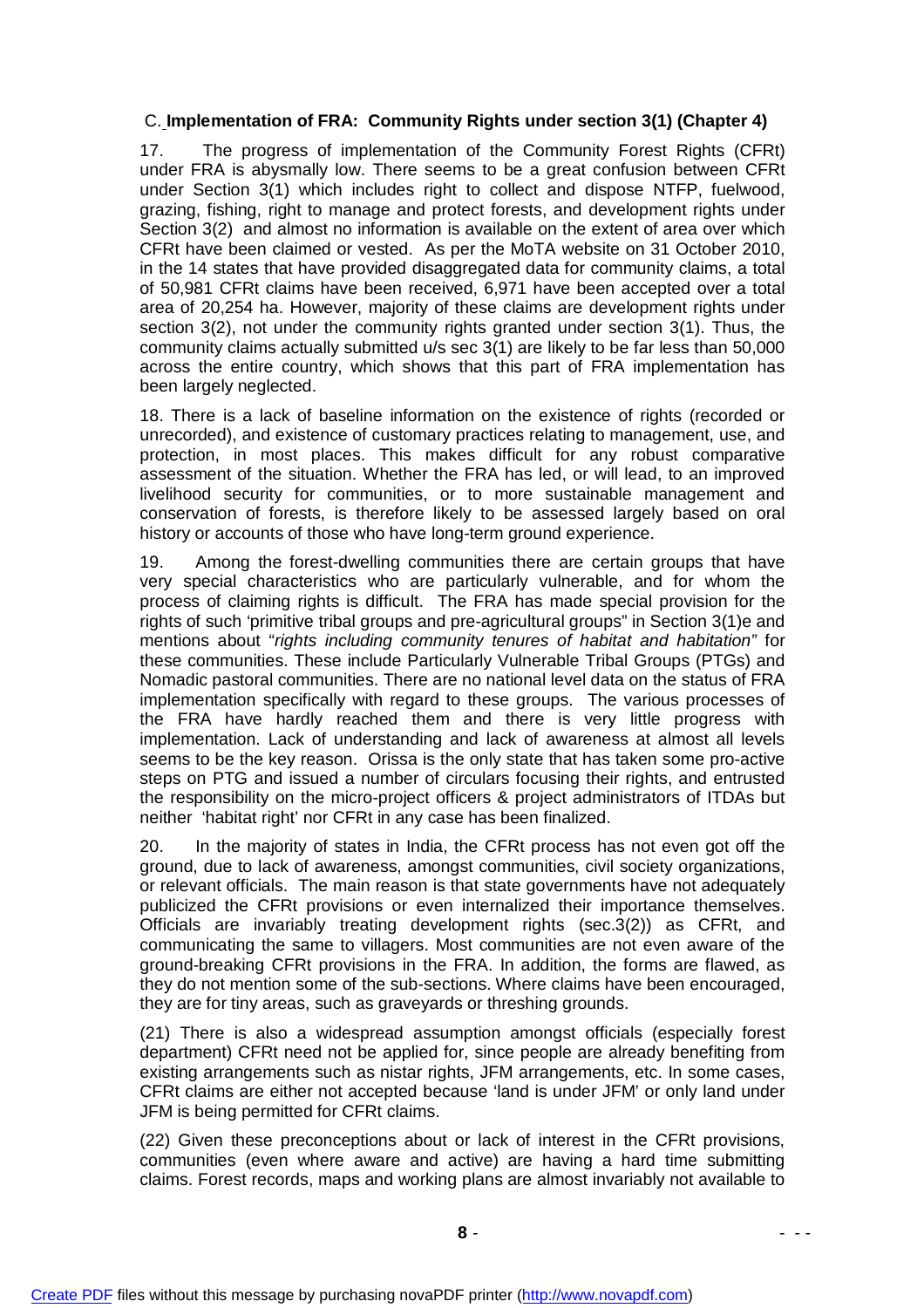### C. Implementation of FRA: Community Rights under section 3(1) (Chapter 4)

17. The progress of implementation of the Community Forest Rights (CFRt) under FRA is abysmally low. There seems to be a great confusion between CFRt under Section 3(1) which includes right to collect and dispose NTFP, fuelwood, grazing, fishing, right to manage and protect forests, and development rights under Section 3(2) and almost no information is available on the extent of area over which CFRt have been claimed or vested. As per the MoTA website on 31 October 2010, in the 14 states that have provided disaggregated data for community claims, a total of 50,981 CFRt claims have been received, 6,971 have been accepted over a total area of 20,254 ha. However, majority of these claims are development rights under section 3(2), not under the community rights granted under section 3(1). Thus, the community claims actually submitted u/s sec 3(1) are likely to be far less than 50,000 across the entire country, which shows that this part of FRA implementation has been largely neglected.

18. There is a lack of baseline information on the existence of rights (recorded or unrecorded), and existence of customary practices relating to management, use, and protection, in most places. This makes difficult for any robust comparative assessment of the situation. Whether the FRA has led, or will lead, to an improved livelihood security for communities, or to more sustainable management and conservation of forests, is therefore likely to be assessed largely based on oral history or accounts of those who have long-term ground experience.

19. Among the forest-dwelling communities there are certain groups that have very special characteristics who are particularly vulnerable, and for whom the process of claiming rights is difficult. The FRA has made special provision for the rights of such 'primitive tribal groups and pre-agricultural groups" in Section 3(1)e and mentions about "*rights including community tenures of habitat and habitation"* for these communities. These include Particularly Vulnerable Tribal Groups (PTGs) and Nomadic pastoral communities. There are no national level data on the status of FRA implementation specifically with regard to these groups. The various processes of the FRA have hardly reached them and there is very little progress with implementation. Lack of understanding and lack of awareness at almost all levels seems to be the key reason. Orissa is the only state that has taken some pro-active steps on PTG and issued a number of circulars focusing their rights, and entrusted the responsibility on the micro-project officers & project administrators of ITDAs but neither 'habitat right' nor CFRt in any case has been finalized.

20. In the majority of states in India, the CFRt process has not even got off the ground, due to lack of awareness, amongst communities, civil society organizations, or relevant officials. The main reason is that state governments have not adequately publicized the CFRt provisions or even internalized their importance themselves. Officials are invariably treating development rights (sec.3(2)) as CFRt, and communicating the same to villagers. Most communities are not even aware of the ground-breaking CFRt provisions in the FRA. In addition, the forms are flawed, as they do not mention some of the sub-sections. Where claims have been encouraged, they are for tiny areas, such as graveyards or threshing grounds.

(21) There is also a widespread assumption amongst officials (especially forest department) CFRt need not be applied for, since people are already benefiting from existing arrangements such as nistar rights, JFM arrangements, etc. In some cases, CFRt claims are either not accepted because 'land is under JFM' or only land under JFM is being permitted for CFRt claims.

(22) Given these preconceptions about or lack of interest in the CFRt provisions, communities (even where aware and active) are having a hard time submitting claims. Forest records, maps and working plans are almost invariably not available to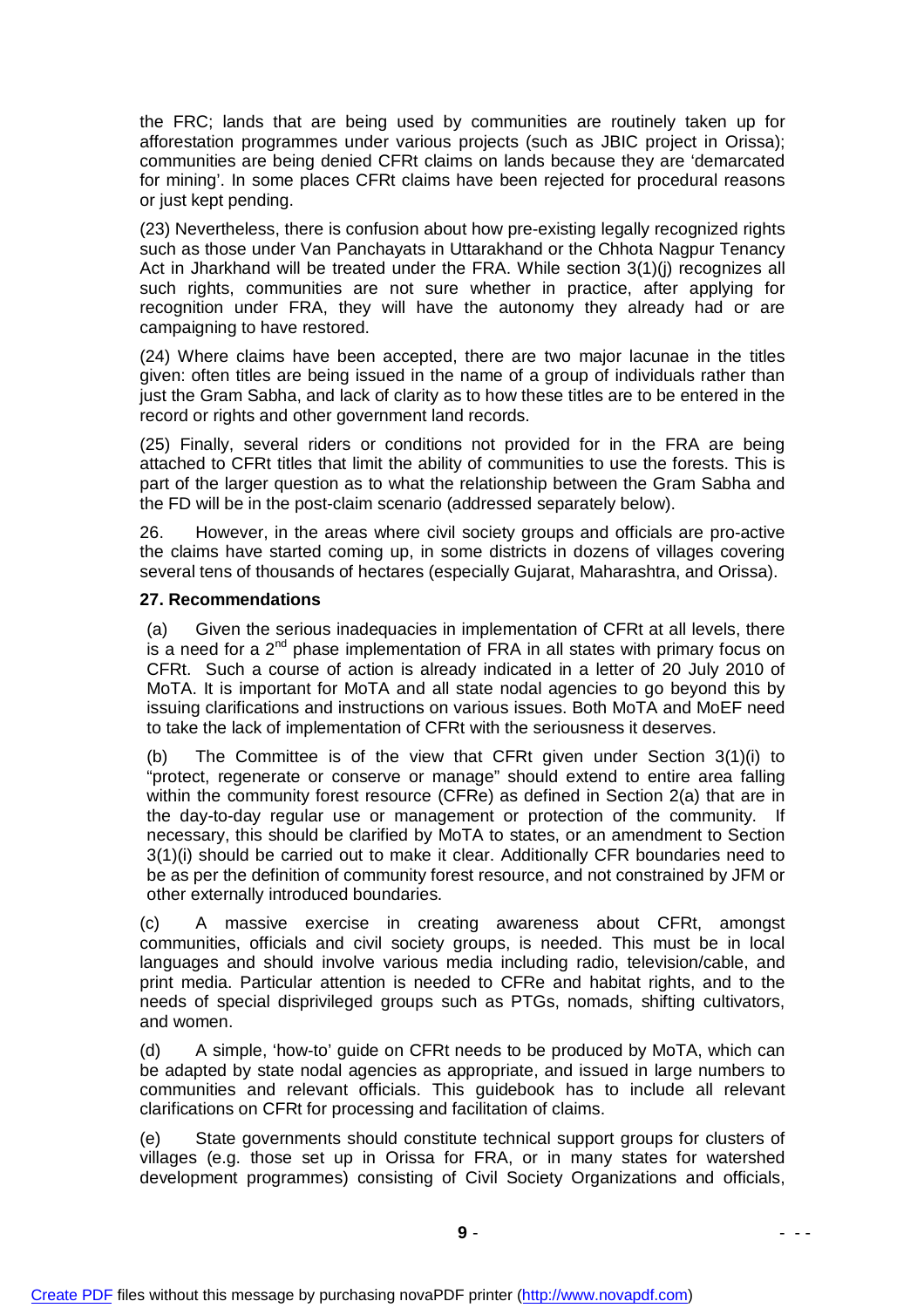the FRC; lands that are being used by communities are routinely taken up for afforestation programmes under various projects (such as JBIC project in Orissa); communities are being denied CFRt claims on lands because they are 'demarcated for mining'. In some places CFRt claims have been rejected for procedural reasons or just kept pending.

(23) Nevertheless, there is confusion about how pre-existing legally recognized rights such as those under Van Panchayats in Uttarakhand or the Chhota Nagpur Tenancy Act in Jharkhand will be treated under the FRA. While section 3(1)(j) recognizes all such rights, communities are not sure whether in practice, after applying for recognition under FRA, they will have the autonomy they already had or are campaigning to have restored.

(24) Where claims have been accepted, there are two major lacunae in the titles given: often titles are being issued in the name of a group of individuals rather than just the Gram Sabha, and lack of clarity as to how these titles are to be entered in the record or rights and other government land records.

(25) Finally, several riders or conditions not provided for in the FRA are being attached to CFRt titles that limit the ability of communities to use the forests. This is part of the larger question as to what the relationship between the Gram Sabha and the FD will be in the post-claim scenario (addressed separately below).

26. However, in the areas where civil society groups and officials are pro-active the claims have started coming up, in some districts in dozens of villages covering several tens of thousands of hectares (especially Gujarat, Maharashtra, and Orissa).

**27. Recommendations**

(a) Given the serious inadequacies in implementation of CFRt at all levels, there is a need for a 2nd phase implementation of FRA in all states with primary focus on CFRt. Such a course of action is already indicated in a letter of 20 July 2010 of MoTA. It is important for MoTA and all state nodal agencies to go beyond this by issuing clarifications and instructions on various issues. Both MoTA and MoEF need to take the lack of implementation of CFRt with the seriousness it deserves.

(b) The Committee is of the view that CFRt given under Section 3(1)(i) to "protect, regenerate or conserve or manage" should extend to entire area falling within the community forest resource (CFRe) as defined in Section 2(a) that are in the day-to-day regular use or management or protection of the community. If necessary, this should be clarified by MoTA to states, or an amendment to Section 3(1)(i) should be carried out to make it clear. Additionally CFR boundaries need to be as per the definition of community forest resource, and not constrained by JFM or other externally introduced boundaries.

(c) A massive exercise in creating awareness about CFRt, amongst communities, officials and civil society groups, is needed. This must be in local languages and should involve various media including radio, television/cable, and print media. Particular attention is needed to CFRe and habitat rights, and to the needs of special disprivileged groups such as PTGs, nomads, shifting cultivators, and women.

(d) A simple, 'how-to' guide on CFRt needs to be produced by MoTA, which can be adapted by state nodal agencies as appropriate, and issued in large numbers to communities and relevant officials. This guidebook has to include all relevant clarifications on CFRt for processing and facilitation of claims.

(e) State governments should constitute technical support groups for clusters of villages (e.g. those set up in Orissa for FRA, or in many states for watershed development programmes) consisting of Civil Society Organizations and officials,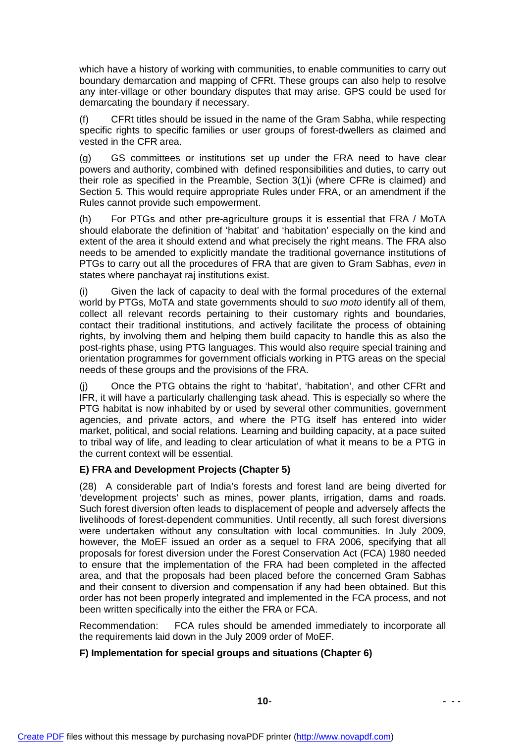which have a history of working with communities, to enable communities to carry out boundary demarcation and mapping of CFRt. These groups can also help to resolve any inter-village or other boundary disputes that may arise. GPS could be used for demarcating the boundary if necessary.

(f) CFRt titles should be issued in the name of the Gram Sabha, while respecting specific rights to specific families or user groups of forest-dwellers as claimed and vested in the CFR area.

(g) GS committees or institutions set up under the FRA need to have clear powers and authority, combined with defined responsibilities and duties, to carry out their role as specified in the Preamble, Section 3(1)i (where CFRe is claimed) and Section 5. This would require appropriate Rules under FRA, or an amendment if the Rules cannot provide such empowerment.

(h) For PTGs and other pre-agriculture groups it is essential that FRA / MoTA should elaborate the definition of 'habitat' and 'habitation' especially on the kind and extent of the area it should extend and what precisely the right means. The FRA also needs to be amended to explicitly mandate the traditional governance institutions of PTGs to carry out all the procedures of FRA that are given to Gram Sabhas, *even* in states where panchayat raj institutions exist.

(i) Given the lack of capacity to deal with the formal procedures of the external world by PTGs, MoTA and state governments should to *suo moto* identify all of them, collect all relevant records pertaining to their customary rights and boundaries, contact their traditional institutions, and actively facilitate the process of obtaining rights, by involving them and helping them build capacity to handle this as also the post-rights phase, using PTG languages. This would also require special training and orientation programmes for government officials working in PTG areas on the special needs of these groups and the provisions of the FRA.

(j) Once the PTG obtains the right to 'habitat', 'habitation', and other CFRt and IFR, it will have a particularly challenging task ahead. This is especially so where the PTG habitat is now inhabited by or used by several other communities, government agencies, and private actors, and where the PTG itself has entered into wider market, political, and social relations. Learning and building capacity, at a pace suited to tribal way of life, and leading to clear articulation of what it means to be a PTG in the current context will be essential.

**E) FRA and Development Projects (Chapter 5)**

(28) A considerable part of India's forests and forest land are being diverted for 'development projects' such as mines, power plants, irrigation, dams and roads. Such forest diversion often leads to displacement of people and adversely affects the livelihoods of forest-dependent communities. Until recently, all such forest diversions were undertaken without any consultation with local communities. In July 2009, however, the MoEF issued an order as a sequel to FRA 2006, specifying that all proposals for forest diversion under the Forest Conservation Act (FCA) 1980 needed to ensure that the implementation of the FRA had been completed in the affected area, and that the proposals had been placed before the concerned Gram Sabhas and their consent to diversion and compensation if any had been obtained. But this order has not been properly integrated and implemented in the FCA process, and not been written specifically into the either the FRA or FCA.

Recommendation: FCA rules should be amended immediately to incorporate all the requirements laid down in the July 2009 order of MoEF.

**F) Implementation for special groups and situations (Chapter 6)**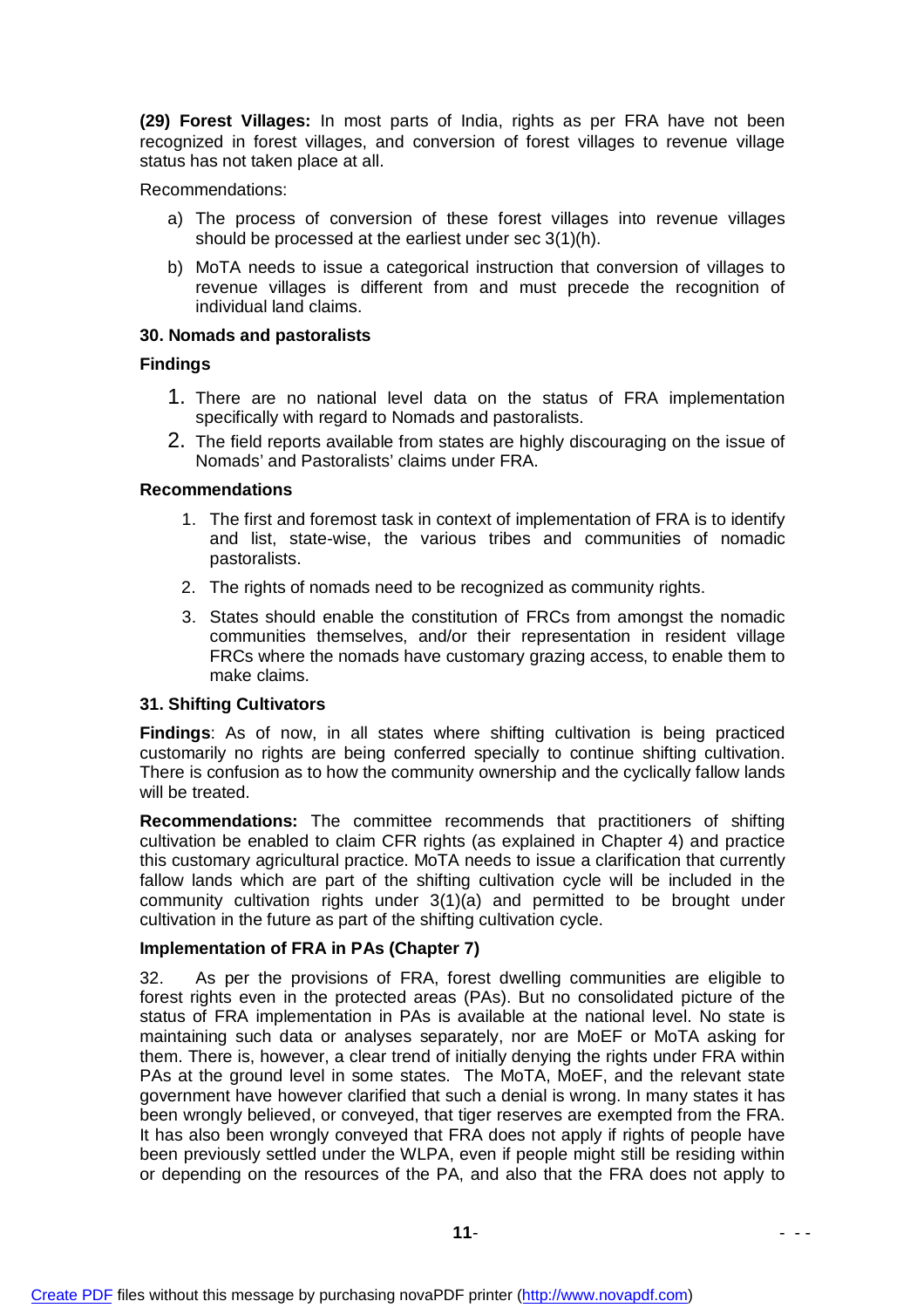**(29) Forest Villages:** In most parts of India, rights as per FRA have not been recognized in forest villages, and conversion of forest villages to revenue village status has not taken place at all.

Recommendations:

a) The process of conversion of these forest villages into revenue villages should be processed at the earliest under sec 3(1)(h).

b) MoTA needs to issue a categorical instruction that conversion of villages to revenue villages is different from and must precede the recognition of individual land claims.

**30. Nomads and pastoralists**

**Findings**

1. There are no national level data on the status of FRA implementation specifically with regard to Nomads and pastoralists.
2. The field reports available from states are highly discouraging on the issue of Nomads' and Pastoralists' claims under FRA.

**Recommendations**

1. The first and foremost task in context of implementation of FRA is to identify and list, state-wise, the various tribes and communities of nomadic pastoralists.
2. The rights of nomads need to be recognized as community rights.
3. States should enable the constitution of FRCs from amongst the nomadic communities themselves, and/or their representation in resident village FRCs where the nomads have customary grazing access, to enable them to make claims.

**31. Shifting Cultivators**

**Findings**: As of now, in all states where shifting cultivation is being practiced customarily no rights are being conferred specially to continue shifting cultivation. There is confusion as to how the community ownership and the cyclically fallow lands will be treated.

**Recommendations:** The committee recommends that practitioners of shifting cultivation be enabled to claim CFR rights (as explained in Chapter 4) and practice this customary agricultural practice. MoTA needs to issue a clarification that currently fallow lands which are part of the shifting cultivation cycle will be included in the community cultivation rights under 3(1)(a) and permitted to be brought under cultivation in the future as part of the shifting cultivation cycle.

**Implementation of FRA in PAs (Chapter 7)**

32. As per the provisions of FRA, forest dwelling communities are eligible to forest rights even in the protected areas (PAs). But no consolidated picture of the status of FRA implementation in PAs is available at the national level. No state is maintaining such data or analyses separately, nor are MoEF or MoTA asking for them. There is, however, a clear trend of initially denying the rights under FRA within PAs at the ground level in some states. The MoTA, MoEF, and the relevant state government have however clarified that such a denial is wrong. In many states it has been wrongly believed, or conveyed, that tiger reserves are exempted from the FRA. It has also been wrongly conveyed that FRA does not apply if rights of people have been previously settled under the WLPA, even if people might still be residing within or depending on the resources of the PA, and also that the FRA does not apply to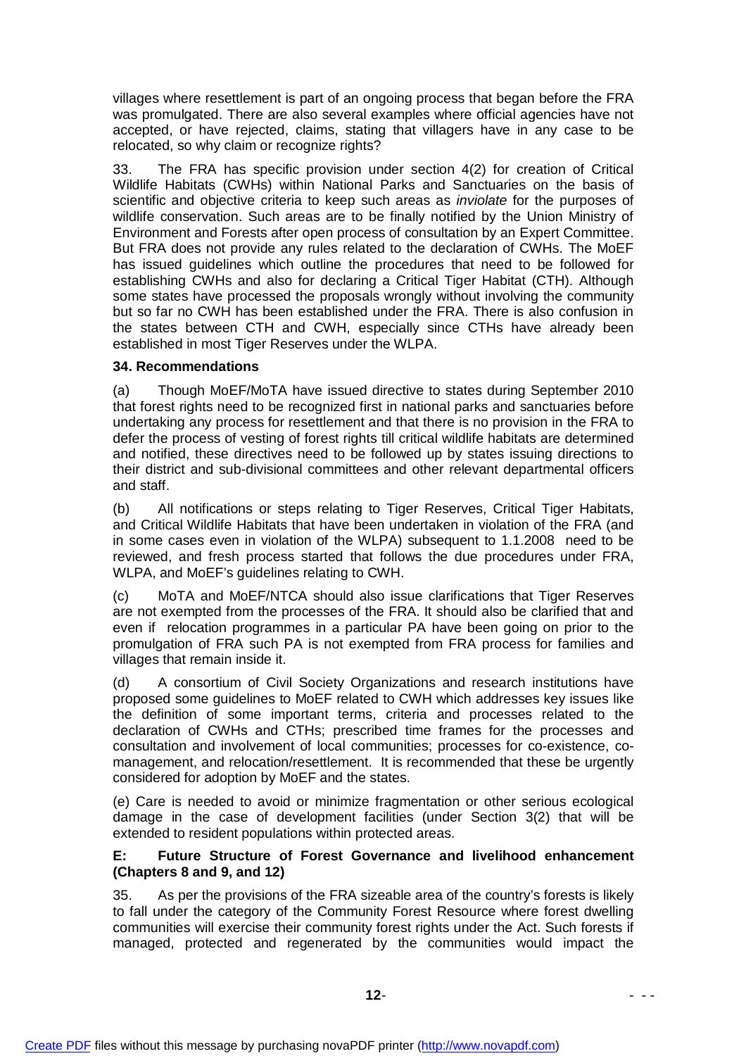villages where resettlement is part of an ongoing process that began before the FRA was promulgated. There are also several examples where official agencies have not accepted, or have rejected, claims, stating that villagers have in any case to be relocated, so why claim or recognize rights?

33. The FRA has specific provision under section 4(2) for creation of Critical Wildlife Habitats (CWHs) within National Parks and Sanctuaries on the basis of scientific and objective criteria to keep such areas as *inviolate* for the purposes of wildlife conservation. Such areas are to be finally notified by the Union Ministry of Environment and Forests after open process of consultation by an Expert Committee. But FRA does not provide any rules related to the declaration of CWHs. The MoEF has issued guidelines which outline the procedures that need to be followed for establishing CWHs and also for declaring a Critical Tiger Habitat (CTH). Although some states have processed the proposals wrongly without involving the community but so far no CWH has been established under the FRA. There is also confusion in the states between CTH and CWH, especially since CTHs have already been established in most Tiger Reserves under the WLPA.

**34. Recommendations**

(a) Though MoEF/MoTA have issued directive to states during September 2010 that forest rights need to be recognized first in national parks and sanctuaries before undertaking any process for resettlement and that there is no provision in the FRA to defer the process of vesting of forest rights till critical wildlife habitats are determined and notified, these directives need to be followed up by states issuing directions to their district and sub-divisional committees and other relevant departmental officers and staff.

(b) All notifications or steps relating to Tiger Reserves, Critical Tiger Habitats, and Critical Wildlife Habitats that have been undertaken in violation of the FRA (and in some cases even in violation of the WLPA) subsequent to 1.1.2008 need to be reviewed, and fresh process started that follows the due procedures under FRA, WLPA, and MoEF's guidelines relating to CWH.

(c) MoTA and MoEF/NTCA should also issue clarifications that Tiger Reserves are not exempted from the processes of the FRA. It should also be clarified that and even if relocation programmes in a particular PA have been going on prior to the promulgation of FRA such PA is not exempted from FRA process for families and villages that remain inside it.

(d) A consortium of Civil Society Organizations and research institutions have proposed some guidelines to MoEF related to CWH which addresses key issues like the definition of some important terms, criteria and processes related to the declaration of CWHs and CTHs; prescribed time frames for the processes and consultation and involvement of local communities; processes for co-existence, co-management, and relocation/resettlement. It is recommended that these be urgently considered for adoption by MoEF and the states.

(e) Care is needed to avoid or minimize fragmentation or other serious ecological damage in the case of development facilities (under Section 3(2) that will be extended to resident populations within protected areas.

**E: Future Structure of Forest Governance and livelihood enhancement (Chapters 8 and 9, and 12)**

35. As per the provisions of the FRA sizeable area of the country's forests is likely to fall under the category of the Community Forest Resource where forest dwelling communities will exercise their community forest rights under the Act. Such forests if managed, protected and regenerated by the communities would impact the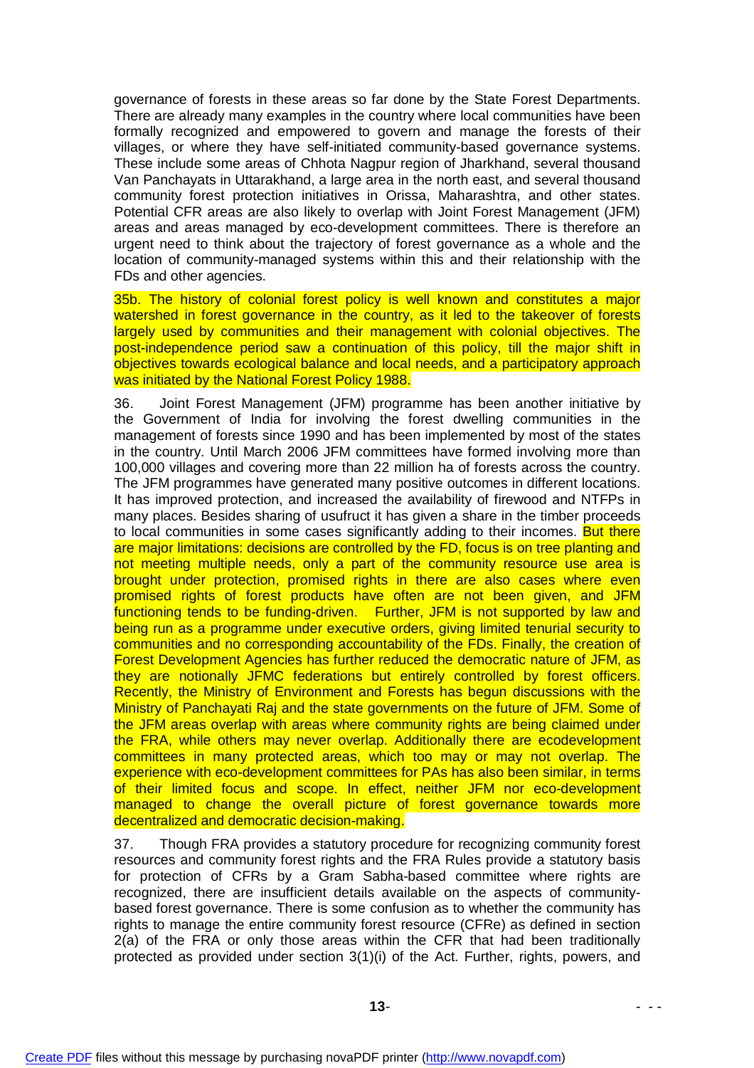governance of forests in these areas so far done by the State Forest Departments. There are already many examples in the country where local communities have been formally recognized and empowered to govern and manage the forests of their villages, or where they have self-initiated community-based governance systems. These include some areas of Chhota Nagpur region of Jharkhand, several thousand Van Panchayats in Uttarakhand, a large area in the north east, and several thousand community forest protection initiatives in Orissa, Maharashtra, and other states. Potential CFR areas are also likely to overlap with Joint Forest Management (JFM) areas and areas managed by eco-development committees. There is therefore an urgent need to think about the trajectory of forest governance as a whole and the location of community-managed systems within this and their relationship with the FDs and other agencies.

35b. The history of colonial forest policy is well known and constitutes a major watershed in forest governance in the country, as it led to the takeover of forests largely used by communities and their management with colonial objectives. The post-independence period saw a continuation of this policy, till the major shift in objectives towards ecological balance and local needs, and a participatory approach was initiated by the National Forest Policy 1988.

36. Joint Forest Management (JFM) programme has been another initiative by the Government of India for involving the forest dwelling communities in the management of forests since 1990 and has been implemented by most of the states in the country. Until March 2006 JFM committees have formed involving more than 100,000 villages and covering more than 22 million ha of forests across the country. The JFM programmes have generated many positive outcomes in different locations. It has improved protection, and increased the availability of firewood and NTFPs in many places. Besides sharing of usufruct it has given a share in the timber proceeds to local communities in some cases significantly adding to their incomes. But there are major limitations: decisions are controlled by the FD, focus is on tree planting and not meeting multiple needs, only a part of the community resource use area is brought under protection, promised rights in there are also cases where even promised rights of forest products have often are not been given, and JFM functioning tends to be funding-driven. Further, JFM is not supported by law and being run as a programme under executive orders, giving limited tenurial security to communities and no corresponding accountability of the FDs. Finally, the creation of Forest Development Agencies has further reduced the democratic nature of JFM, as they are notionally JFMC federations but entirely controlled by forest officers. Recently, the Ministry of Environment and Forests has begun discussions with the Ministry of Panchayati Raj and the state governments on the future of JFM. Some of the JFM areas overlap with areas where community rights are being claimed under the FRA, while others may never overlap. Additionally there are ecodevelopment committees in many protected areas, which too may or may not overlap. The experience with eco-development committees for PAs has also been similar, in terms of their limited focus and scope. In effect, neither JFM nor eco-development managed to change the overall picture of forest governance towards more decentralized and democratic decision-making.

37. Though FRA provides a statutory procedure for recognizing community forest resources and community forest rights and the FRA Rules provide a statutory basis for protection of CFRs by a Gram Sabha-based committee where rights are recognized, there are insufficient details available on the aspects of community-based forest governance. There is some confusion as to whether the community has rights to manage the entire community forest resource (CFRe) as defined in section 2(a) of the FRA or only those areas within the CFR that had been traditionally protected as provided under section 3(1)(i) of the Act. Further, rights, powers, and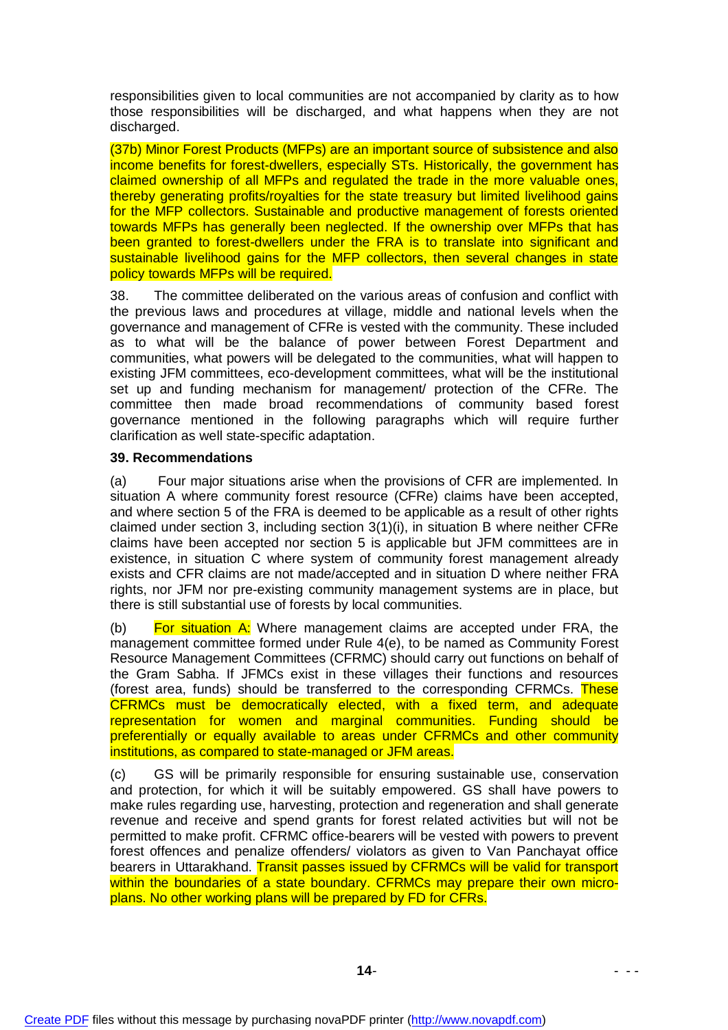responsibilities given to local communities are not accompanied by clarity as to how those responsibilities will be discharged, and what happens when they are not discharged.

(37b) Minor Forest Products (MFPs) are an important source of subsistence and also income benefits for forest-dwellers, especially STs. Historically, the government has claimed ownership of all MFPs and regulated the trade in the more valuable ones, thereby generating profits/royalties for the state treasury but limited livelihood gains for the MFP collectors. Sustainable and productive management of forests oriented towards MFPs has generally been neglected. If the ownership over MFPs that has been granted to forest-dwellers under the FRA is to translate into significant and sustainable livelihood gains for the MFP collectors, then several changes in state policy towards MFPs will be required.

38. The committee deliberated on the various areas of confusion and conflict with the previous laws and procedures at village, middle and national levels when the governance and management of CFRe is vested with the community. These included as to what will be the balance of power between Forest Department and communities, what powers will be delegated to the communities, what will happen to existing JFM committees, eco-development committees, what will be the institutional set up and funding mechanism for management/ protection of the CFRe. The committee then made broad recommendations of community based forest governance mentioned in the following paragraphs which will require further clarification as well state-specific adaptation.

**39. Recommendations**

(a) Four major situations arise when the provisions of CFR are implemented. In situation A where community forest resource (CFRe) claims have been accepted, and where section 5 of the FRA is deemed to be applicable as a result of other rights claimed under section 3, including section 3(1)(i), in situation B where neither CFRe claims have been accepted nor section 5 is applicable but JFM committees are in existence, in situation C where system of community forest management already exists and CFR claims are not made/accepted and in situation D where neither FRA rights, nor JFM nor pre-existing community management systems are in place, but there is still substantial use of forests by local communities.

(b) For situation A: Where management claims are accepted under FRA, the management committee formed under Rule 4(e), to be named as Community Forest Resource Management Committees (CFRMC) should carry out functions on behalf of the Gram Sabha. If JFMCs exist in these villages their functions and resources (forest area, funds) should be transferred to the corresponding CFRMCs. These CFRMCs must be democratically elected, with a fixed term, and adequate representation for women and marginal communities. Funding should be preferentially or equally available to areas under CFRMCs and other community institutions, as compared to state-managed or JFM areas.

(c) GS will be primarily responsible for ensuring sustainable use, conservation and protection, for which it will be suitably empowered. GS shall have powers to make rules regarding use, harvesting, protection and regeneration and shall generate revenue and receive and spend grants for forest related activities but will not be permitted to make profit. CFRMC office-bearers will be vested with powers to prevent forest offences and penalize offenders/ violators as given to Van Panchayat office bearers in Uttarakhand. Transit passes issued by CFRMCs will be valid for transport within the boundaries of a state boundary. CFRMCs may prepare their own micro-plans. No other working plans will be prepared by FD for CFRs.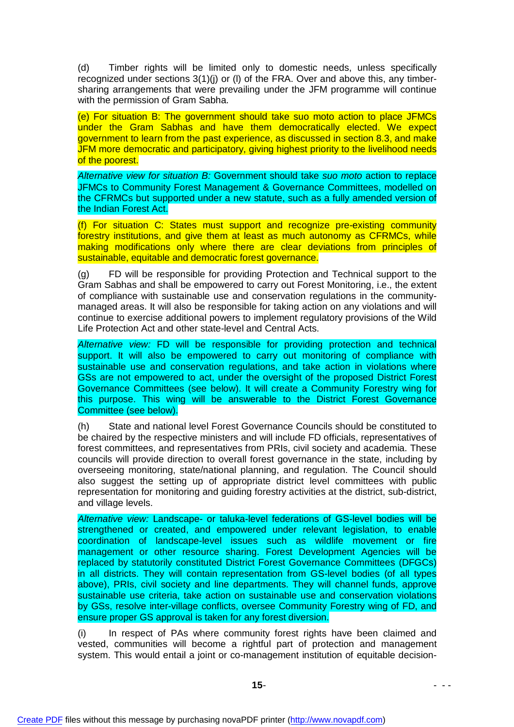(d) Timber rights will be limited only to domestic needs, unless specifically recognized under sections 3(1)(j) or (l) of the FRA. Over and above this, any timber-sharing arrangements that were prevailing under the JFM programme will continue with the permission of Gram Sabha.

(e) For situation B: The government should take suo moto action to place JFMCs under the Gram Sabhas and have them democratically elected. We expect government to learn from the past experience, as discussed in section 8.3, and make JFM more democratic and participatory, giving highest priority to the livelihood needs of the poorest.

*Alternative view for situation B:* Government should take *suo moto* action to replace JFMCs to Community Forest Management & Governance Committees, modelled on the CFRMCs but supported under a new statute, such as a fully amended version of the Indian Forest Act.

(f) For situation C: States must support and recognize pre-existing community forestry institutions, and give them at least as much autonomy as CFRMCs, while making modifications only where there are clear deviations from principles of sustainable, equitable and democratic forest governance.

(g) FD will be responsible for providing Protection and Technical support to the Gram Sabhas and shall be empowered to carry out Forest Monitoring, i.e., the extent of compliance with sustainable use and conservation regulations in the community-managed areas. It will also be responsible for taking action on any violations and will continue to exercise additional powers to implement regulatory provisions of the Wild Life Protection Act and other state-level and Central Acts.

*Alternative view:* FD will be responsible for providing protection and technical support. It will also be empowered to carry out monitoring of compliance with sustainable use and conservation regulations, and take action in violations where GSs are not empowered to act, under the oversight of the proposed District Forest Governance Committees (see below). It will create a Community Forestry wing for this purpose. This wing will be answerable to the District Forest Governance Committee (see below).

(h) State and national level Forest Governance Councils should be constituted to be chaired by the respective ministers and will include FD officials, representatives of forest committees, and representatives from PRIs, civil society and academia. These councils will provide direction to overall forest governance in the state, including by overseeing monitoring, state/national planning, and regulation. The Council should also suggest the setting up of appropriate district level committees with public representation for monitoring and guiding forestry activities at the district, sub-district, and village levels.

*Alternative view:* Landscape- or taluka-level federations of GS-level bodies will be strengthened or created, and empowered under relevant legislation, to enable coordination of landscape-level issues such as wildlife movement or fire management or other resource sharing. Forest Development Agencies will be replaced by statutorily constituted District Forest Governance Committees (DFGCs) in all districts. They will contain representation from GS-level bodies (of all types above), PRIs, civil society and line departments. They will channel funds, approve sustainable use criteria, take action on sustainable use and conservation violations by GSs, resolve inter-village conflicts, oversee Community Forestry wing of FD, and ensure proper GS approval is taken for any forest diversion.

(i) In respect of PAs where community forest rights have been claimed and vested, communities will become a rightful part of protection and management system. This would entail a joint or co-management institution of equitable decision-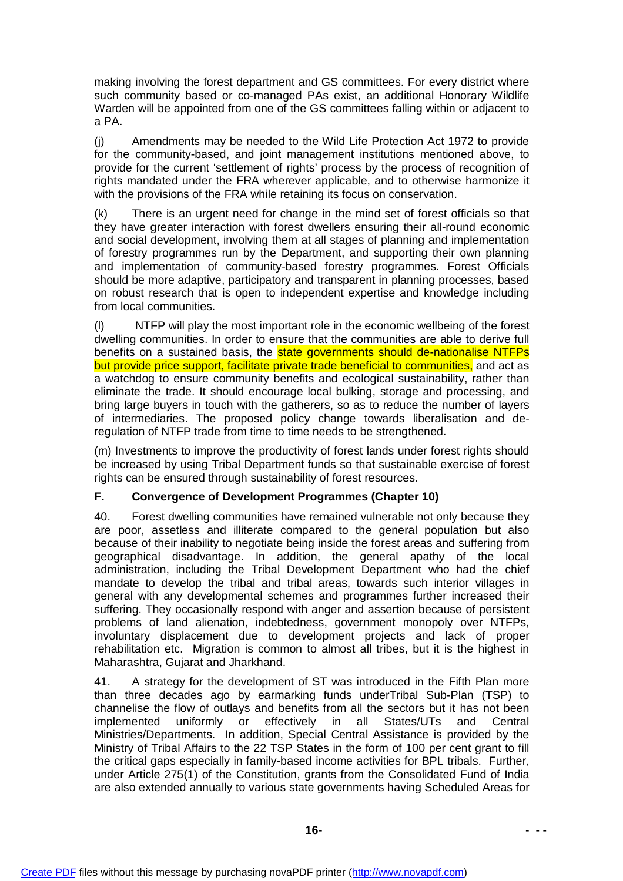making involving the forest department and GS committees. For every district where such community based or co-managed PAs exist, an additional Honorary Wildlife Warden will be appointed from one of the GS committees falling within or adjacent to a PA.

(j) Amendments may be needed to the Wild Life Protection Act 1972 to provide for the community-based, and joint management institutions mentioned above, to provide for the current 'settlement of rights' process by the process of recognition of rights mandated under the FRA wherever applicable, and to otherwise harmonize it with the provisions of the FRA while retaining its focus on conservation.

(k) There is an urgent need for change in the mind set of forest officials so that they have greater interaction with forest dwellers ensuring their all-round economic and social development, involving them at all stages of planning and implementation of forestry programmes run by the Department, and supporting their own planning and implementation of community-based forestry programmes. Forest Officials should be more adaptive, participatory and transparent in planning processes, based on robust research that is open to independent expertise and knowledge including from local communities.

(l) NTFP will play the most important role in the economic wellbeing of the forest dwelling communities. In order to ensure that the communities are able to derive full benefits on a sustained basis, the state governments should de-nationalise NTFPs but provide price support, facilitate private trade beneficial to communities, and act as a watchdog to ensure community benefits and ecological sustainability, rather than eliminate the trade. It should encourage local bulking, storage and processing, and bring large buyers in touch with the gatherers, so as to reduce the number of layers of intermediaries. The proposed policy change towards liberalisation and de-regulation of NTFP trade from time to time needs to be strengthened.

(m) Investments to improve the productivity of forest lands under forest rights should be increased by using Tribal Department funds so that sustainable exercise of forest rights can be ensured through sustainability of forest resources.

**F. Convergence of Development Programmes (Chapter 10)**

40. Forest dwelling communities have remained vulnerable not only because they are poor, assetless and illiterate compared to the general population but also because of their inability to negotiate being inside the forest areas and suffering from geographical disadvantage. In addition, the general apathy of the local administration, including the Tribal Development Department who had the chief mandate to develop the tribal and tribal areas, towards such interior villages in general with any developmental schemes and programmes further increased their suffering. They occasionally respond with anger and assertion because of persistent problems of land alienation, indebtedness, government monopoly over NTFPs, involuntary displacement due to development projects and lack of proper rehabilitation etc. Migration is common to almost all tribes, but it is the highest in Maharashtra, Gujarat and Jharkhand.

41. A strategy for the development of ST was introduced in the Fifth Plan more than three decades ago by earmarking funds underTribal Sub-Plan (TSP) to channelise the flow of outlays and benefits from all the sectors but it has not been implemented uniformly or effectively in all States/UTs and Central Ministries/Departments. In addition, Special Central Assistance is provided by the Ministry of Tribal Affairs to the 22 TSP States in the form of 100 per cent grant to fill the critical gaps especially in family-based income activities for BPL tribals. Further, under Article 275(1) of the Constitution, grants from the Consolidated Fund of India are also extended annually to various state governments having Scheduled Areas for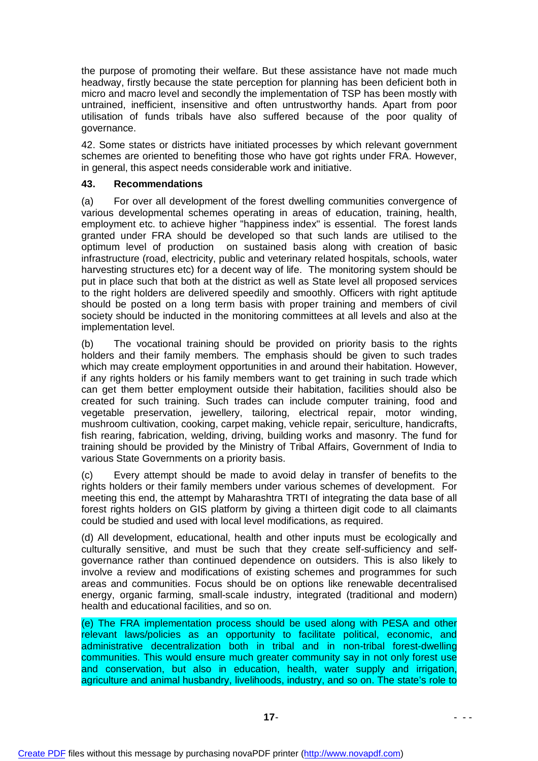the purpose of promoting their welfare. But these assistance have not made much headway, firstly because the state perception for planning has been deficient both in micro and macro level and secondly the implementation of TSP has been mostly with untrained, inefficient, insensitive and often untrustworthy hands. Apart from poor utilisation of funds tribals have also suffered because of the poor quality of governance.

42. Some states or districts have initiated processes by which relevant government schemes are oriented to benefiting those who have got rights under FRA. However, in general, this aspect needs considerable work and initiative.

**43. Recommendations**

(a) For over all development of the forest dwelling communities convergence of various developmental schemes operating in areas of education, training, health, employment etc. to achieve higher "happiness index" is essential. The forest lands granted under FRA should be developed so that such lands are utilised to the optimum level of production on sustained basis along with creation of basic infrastructure (road, electricity, public and veterinary related hospitals, schools, water harvesting structures etc) for a decent way of life. The monitoring system should be put in place such that both at the district as well as State level all proposed services to the right holders are delivered speedily and smoothly. Officers with right aptitude should be posted on a long term basis with proper training and members of civil society should be inducted in the monitoring committees at all levels and also at the implementation level.

(b) The vocational training should be provided on priority basis to the rights holders and their family members. The emphasis should be given to such trades which may create employment opportunities in and around their habitation. However, if any rights holders or his family members want to get training in such trade which can get them better employment outside their habitation, facilities should also be created for such training. Such trades can include computer training, food and vegetable preservation, jewellery, tailoring, electrical repair, motor winding, mushroom cultivation, cooking, carpet making, vehicle repair, sericulture, handicrafts, fish rearing, fabrication, welding, driving, building works and masonry. The fund for training should be provided by the Ministry of Tribal Affairs, Government of India to various State Governments on a priority basis.

(c) Every attempt should be made to avoid delay in transfer of benefits to the rights holders or their family members under various schemes of development. For meeting this end, the attempt by Maharashtra TRTI of integrating the data base of all forest rights holders on GIS platform by giving a thirteen digit code to all claimants could be studied and used with local level modifications, as required.

(d) All development, educational, health and other inputs must be ecologically and culturally sensitive, and must be such that they create self-sufficiency and self-governance rather than continued dependence on outsiders. This is also likely to involve a review and modifications of existing schemes and programmes for such areas and communities. Focus should be on options like renewable decentralised energy, organic farming, small-scale industry, integrated (traditional and modern) health and educational facilities, and so on.

(e) The FRA implementation process should be used along with PESA and other relevant laws/policies as an opportunity to facilitate political, economic, and administrative decentralization both in tribal and in non-tribal forest-dwelling communities. This would ensure much greater community say in not only forest use and conservation, but also in education, health, water supply and irrigation, agriculture and animal husbandry, livelihoods, industry, and so on. The state's role to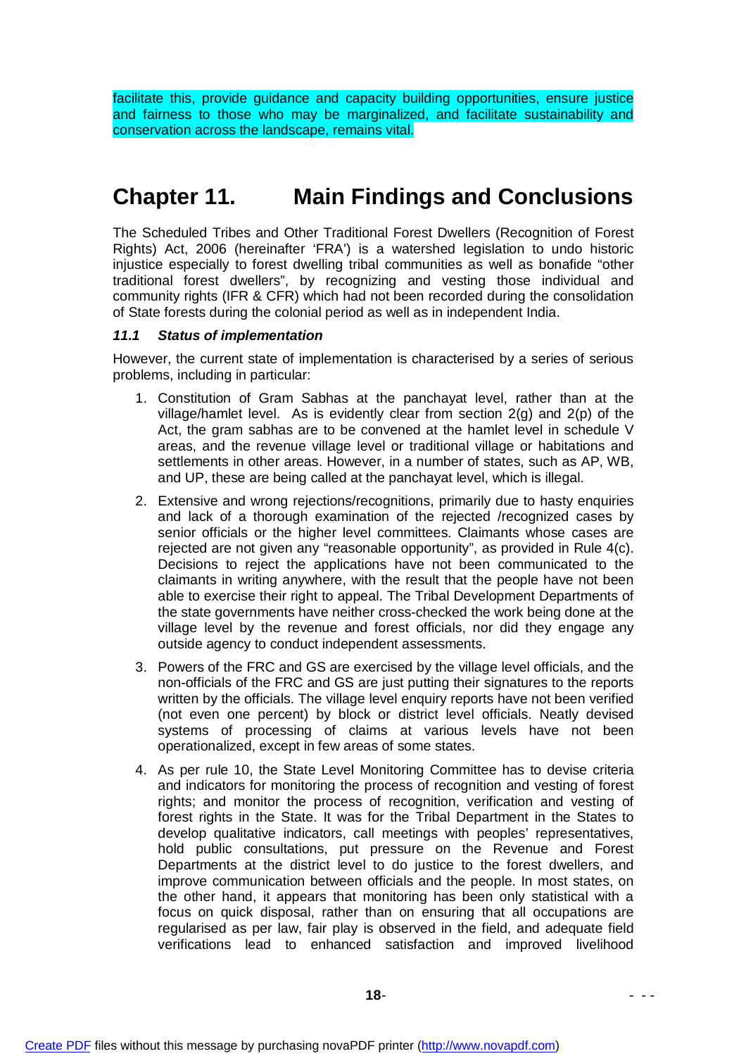facilitate this, provide guidance and capacity building opportunities, ensure justice and fairness to those who may be marginalized, and facilitate sustainability and conservation across the landscape, remains vital.

# Chapter 11. Main Findings and Conclusions

The Scheduled Tribes and Other Traditional Forest Dwellers (Recognition of Forest Rights) Act, 2006 (hereinafter 'FRA') is a watershed legislation to undo historic injustice especially to forest dwelling tribal communities as well as bonafide "other traditional forest dwellers", by recognizing and vesting those individual and community rights (IFR & CFR) which had not been recorded during the consolidation of State forests during the colonial period as well as in independent India.

### *11.1 Status of implementation*

However, the current state of implementation is characterised by a series of serious problems, including in particular:

1. Constitution of Gram Sabhas at the panchayat level, rather than at the village/hamlet level. As is evidently clear from section 2(g) and 2(p) of the Act, the gram sabhas are to be convened at the hamlet level in schedule V areas, and the revenue village level or traditional village or habitations and settlements in other areas. However, in a number of states, such as AP, WB, and UP, these are being called at the panchayat level, which is illegal.
2. Extensive and wrong rejections/recognitions, primarily due to hasty enquiries and lack of a thorough examination of the rejected /recognized cases by senior officials or the higher level committees. Claimants whose cases are rejected are not given any "reasonable opportunity", as provided in Rule 4(c). Decisions to reject the applications have not been communicated to the claimants in writing anywhere, with the result that the people have not been able to exercise their right to appeal. The Tribal Development Departments of the state governments have neither cross-checked the work being done at the village level by the revenue and forest officials, nor did they engage any outside agency to conduct independent assessments.
3. Powers of the FRC and GS are exercised by the village level officials, and the non-officials of the FRC and GS are just putting their signatures to the reports written by the officials. The village level enquiry reports have not been verified (not even one percent) by block or district level officials. Neatly devised systems of processing of claims at various levels have not been operationalized, except in few areas of some states.
4. As per rule 10, the State Level Monitoring Committee has to devise criteria and indicators for monitoring the process of recognition and vesting of forest rights; and monitor the process of recognition, verification and vesting of forest rights in the State. It was for the Tribal Department in the States to develop qualitative indicators, call meetings with peoples' representatives, hold public consultations, put pressure on the Revenue and Forest Departments at the district level to do justice to the forest dwellers, and improve communication between officials and the people. In most states, on the other hand, it appears that monitoring has been only statistical with a focus on quick disposal, rather than on ensuring that all occupations are regularised as per law, fair play is observed in the field, and adequate field verifications lead to enhanced satisfaction and improved livelihood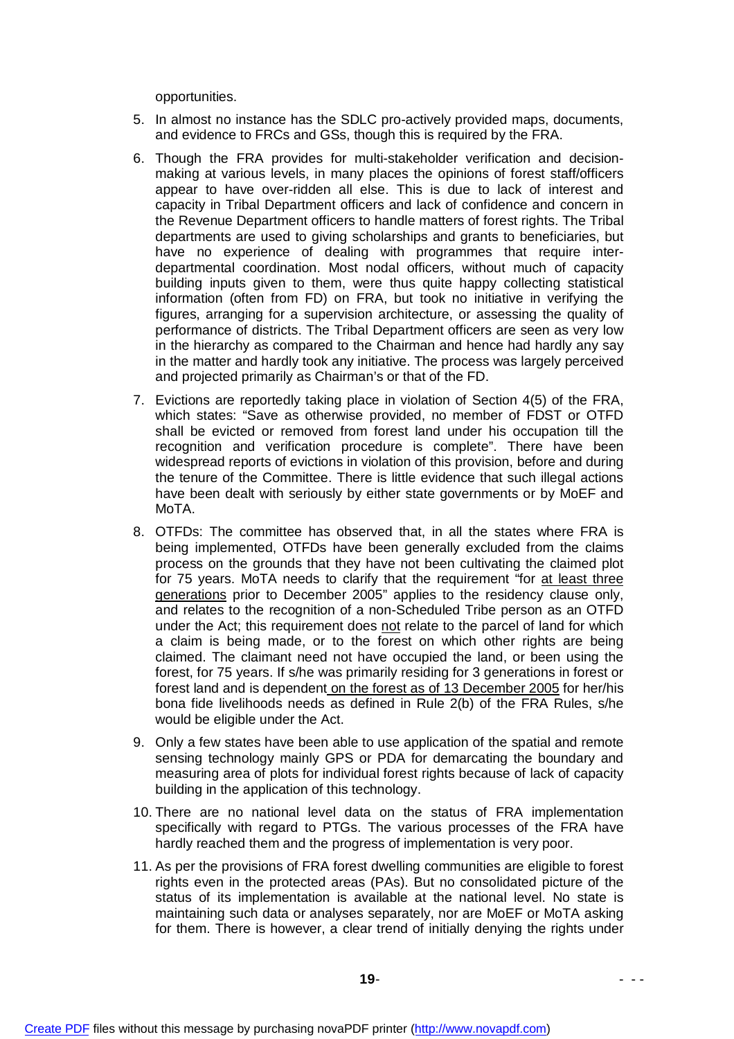opportunities.

5. In almost no instance has the SDLC pro-actively provided maps, documents, and evidence to FRCs and GSs, though this is required by the FRA.
6. Though the FRA provides for multi-stakeholder verification and decision-making at various levels, in many places the opinions of forest staff/officers appear to have over-ridden all else. This is due to lack of interest and capacity in Tribal Department officers and lack of confidence and concern in the Revenue Department officers to handle matters of forest rights. The Tribal departments are used to giving scholarships and grants to beneficiaries, but have no experience of dealing with programmes that require inter-departmental coordination. Most nodal officers, without much of capacity building inputs given to them, were thus quite happy collecting statistical information (often from FD) on FRA, but took no initiative in verifying the figures, arranging for a supervision architecture, or assessing the quality of performance of districts. The Tribal Department officers are seen as very low in the hierarchy as compared to the Chairman and hence had hardly any say in the matter and hardly took any initiative. The process was largely perceived and projected primarily as Chairman's or that of the FD.
7. Evictions are reportedly taking place in violation of Section 4(5) of the FRA, which states: "Save as otherwise provided, no member of FDST or OTFD shall be evicted or removed from forest land under his occupation till the recognition and verification procedure is complete". There have been widespread reports of evictions in violation of this provision, before and during the tenure of the Committee. There is little evidence that such illegal actions have been dealt with seriously by either state governments or by MoEF and MoTA.
8. OTFDs: The committee has observed that, in all the states where FRA is being implemented, OTFDs have been generally excluded from the claims process on the grounds that they have not been cultivating the claimed plot for 75 years. MoTA needs to clarify that the requirement "for <u>at least three generations</u> prior to December 2005" applies to the residency clause only, and relates to the recognition of a non-Scheduled Tribe person as an OTFD under the Act; this requirement does <u>not</u> relate to the parcel of land for which a claim is being made, or to the forest on which other rights are being claimed. The claimant need not have occupied the land, or been using the forest, for 75 years. If s/he was primarily residing for 3 generations in forest or forest land and is dependent <u>on the forest as of 13 December 2005</u> for her/his bona fide livelihoods needs as defined in Rule 2(b) of the FRA Rules, s/he would be eligible under the Act.
9. Only a few states have been able to use application of the spatial and remote sensing technology mainly GPS or PDA for demarcating the boundary and measuring area of plots for individual forest rights because of lack of capacity building in the application of this technology.
10. There are no national level data on the status of FRA implementation specifically with regard to PTGs. The various processes of the FRA have hardly reached them and the progress of implementation is very poor.
11. As per the provisions of FRA forest dwelling communities are eligible to forest rights even in the protected areas (PAs). But no consolidated picture of the status of its implementation is available at the national level. No state is maintaining such data or analyses separately, nor are MoEF or MoTA asking for them. There is however, a clear trend of initially denying the rights under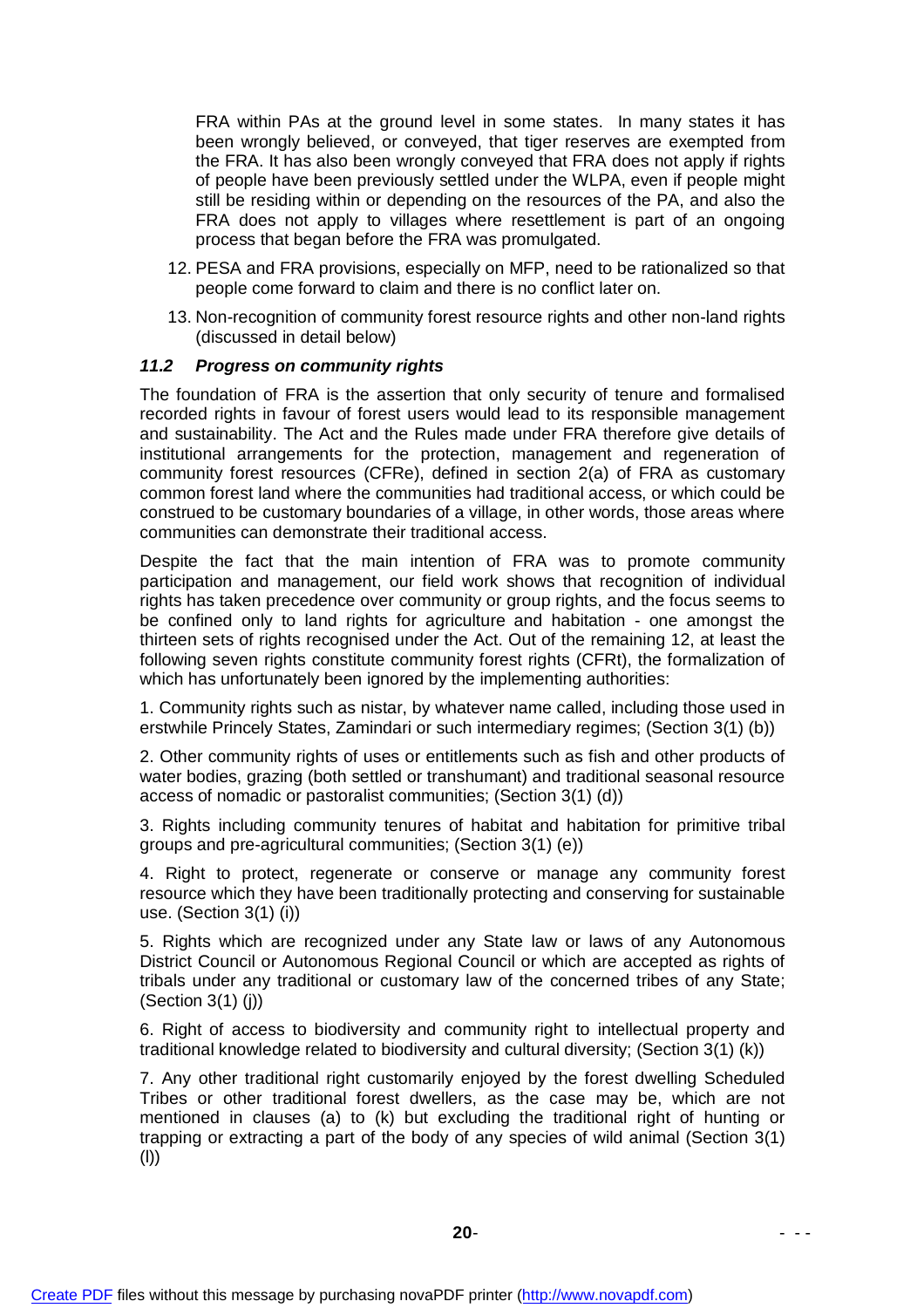FRA within PAs at the ground level in some states. In many states it has been wrongly believed, or conveyed, that tiger reserves are exempted from the FRA. It has also been wrongly conveyed that FRA does not apply if rights of people have been previously settled under the WLPA, even if people might still be residing within or depending on the resources of the PA, and also the FRA does not apply to villages where resettlement is part of an ongoing process that began before the FRA was promulgated.

12. PESA and FRA provisions, especially on MFP, need to be rationalized so that people come forward to claim and there is no conflict later on.
13. Non-recognition of community forest resource rights and other non-land rights (discussed in detail below)

### *11.2 Progress on community rights*

The foundation of FRA is the assertion that only security of tenure and formalised recorded rights in favour of forest users would lead to its responsible management and sustainability. The Act and the Rules made under FRA therefore give details of institutional arrangements for the protection, management and regeneration of community forest resources (CFRe), defined in section 2(a) of FRA as customary common forest land where the communities had traditional access, or which could be construed to be customary boundaries of a village, in other words, those areas where communities can demonstrate their traditional access.

Despite the fact that the main intention of FRA was to promote community participation and management, our field work shows that recognition of individual rights has taken precedence over community or group rights, and the focus seems to be confined only to land rights for agriculture and habitation - one amongst the thirteen sets of rights recognised under the Act. Out of the remaining 12, at least the following seven rights constitute community forest rights (CFRt), the formalization of which has unfortunately been ignored by the implementing authorities:

1. Community rights such as nistar, by whatever name called, including those used in erstwhile Princely States, Zamindari or such intermediary regimes; (Section 3(1) (b))

2. Other community rights of uses or entitlements such as fish and other products of water bodies, grazing (both settled or transhumant) and traditional seasonal resource access of nomadic or pastoralist communities; (Section 3(1) (d))

3. Rights including community tenures of habitat and habitation for primitive tribal groups and pre-agricultural communities; (Section 3(1) (e))

4. Right to protect, regenerate or conserve or manage any community forest resource which they have been traditionally protecting and conserving for sustainable use. (Section 3(1) (i))

5. Rights which are recognized under any State law or laws of any Autonomous District Council or Autonomous Regional Council or which are accepted as rights of tribals under any traditional or customary law of the concerned tribes of any State; (Section 3(1) (j))

6. Right of access to biodiversity and community right to intellectual property and traditional knowledge related to biodiversity and cultural diversity; (Section 3(1) (k))

7. Any other traditional right customarily enjoyed by the forest dwelling Scheduled Tribes or other traditional forest dwellers, as the case may be, which are not mentioned in clauses (a) to (k) but excluding the traditional right of hunting or trapping or extracting a part of the body of any species of wild animal (Section 3(1) (l))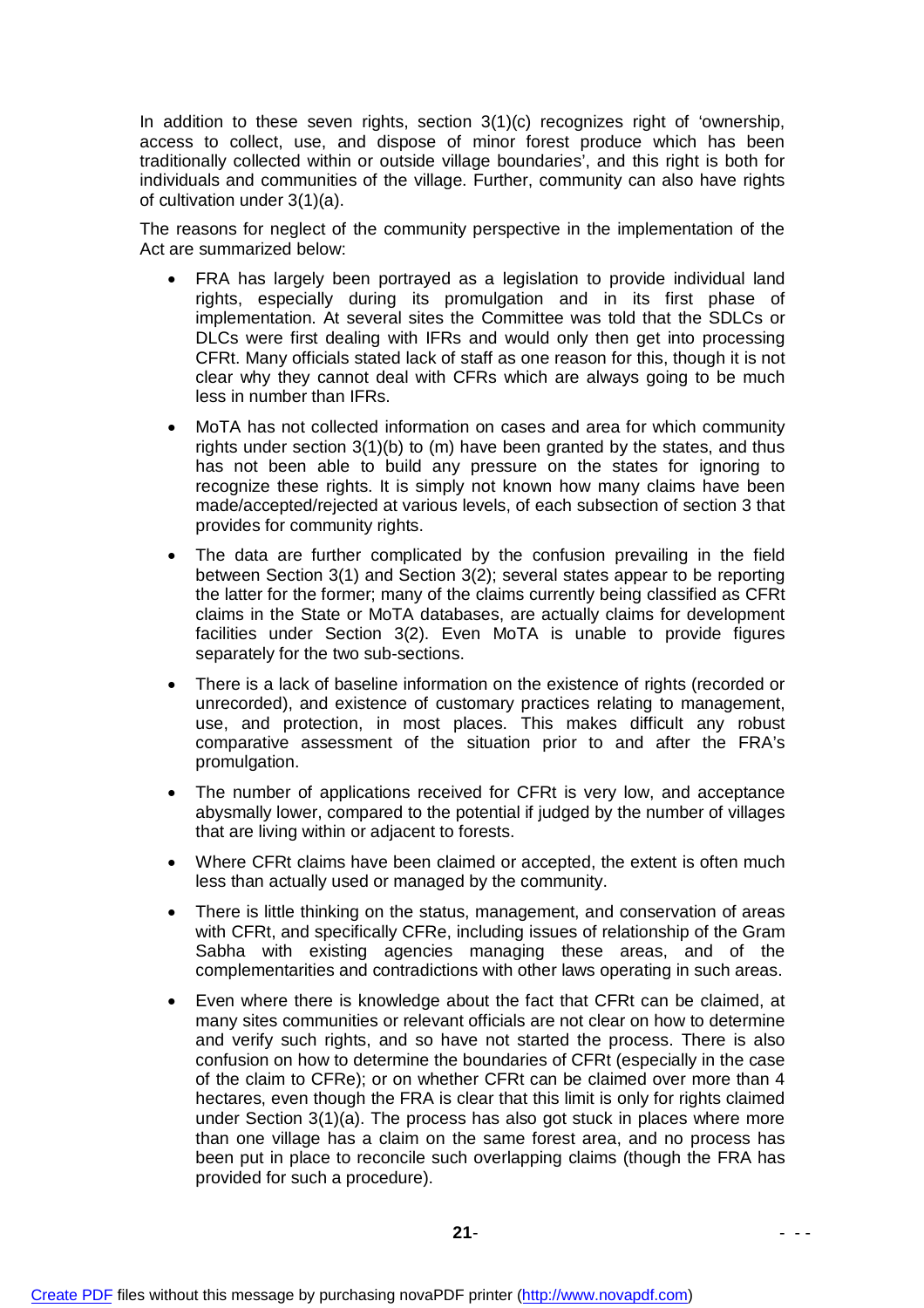In addition to these seven rights, section 3(1)(c) recognizes right of 'ownership, access to collect, use, and dispose of minor forest produce which has been traditionally collected within or outside village boundaries', and this right is both for individuals and communities of the village. Further, community can also have rights of cultivation under 3(1)(a).

The reasons for neglect of the community perspective in the implementation of the Act are summarized below:

- FRA has largely been portrayed as a legislation to provide individual land rights, especially during its promulgation and in its first phase of implementation. At several sites the Committee was told that the SDLCs or DLCs were first dealing with IFRs and would only then get into processing CFRt. Many officials stated lack of staff as one reason for this, though it is not clear why they cannot deal with CFRs which are always going to be much less in number than IFRs.
- MoTA has not collected information on cases and area for which community rights under section 3(1)(b) to (m) have been granted by the states, and thus has not been able to build any pressure on the states for ignoring to recognize these rights. It is simply not known how many claims have been made/accepted/rejected at various levels, of each subsection of section 3 that provides for community rights.
- The data are further complicated by the confusion prevailing in the field between Section 3(1) and Section 3(2); several states appear to be reporting the latter for the former; many of the claims currently being classified as CFRt claims in the State or MoTA databases, are actually claims for development facilities under Section 3(2). Even MoTA is unable to provide figures separately for the two sub-sections.
- There is a lack of baseline information on the existence of rights (recorded or unrecorded), and existence of customary practices relating to management, use, and protection, in most places. This makes difficult any robust comparative assessment of the situation prior to and after the FRA's promulgation.
- The number of applications received for CFRt is very low, and acceptance abysmally lower, compared to the potential if judged by the number of villages that are living within or adjacent to forests.
- Where CFRt claims have been claimed or accepted, the extent is often much less than actually used or managed by the community.
- There is little thinking on the status, management, and conservation of areas with CFRt, and specifically CFRe, including issues of relationship of the Gram Sabha with existing agencies managing these areas, and of the complementarities and contradictions with other laws operating in such areas.
- Even where there is knowledge about the fact that CFRt can be claimed, at many sites communities or relevant officials are not clear on how to determine and verify such rights, and so have not started the process. There is also confusion on how to determine the boundaries of CFRt (especially in the case of the claim to CFRe); or on whether CFRt can be claimed over more than 4 hectares, even though the FRA is clear that this limit is only for rights claimed under Section 3(1)(a). The process has also got stuck in places where more than one village has a claim on the same forest area, and no process has been put in place to reconcile such overlapping claims (though the FRA has provided for such a procedure).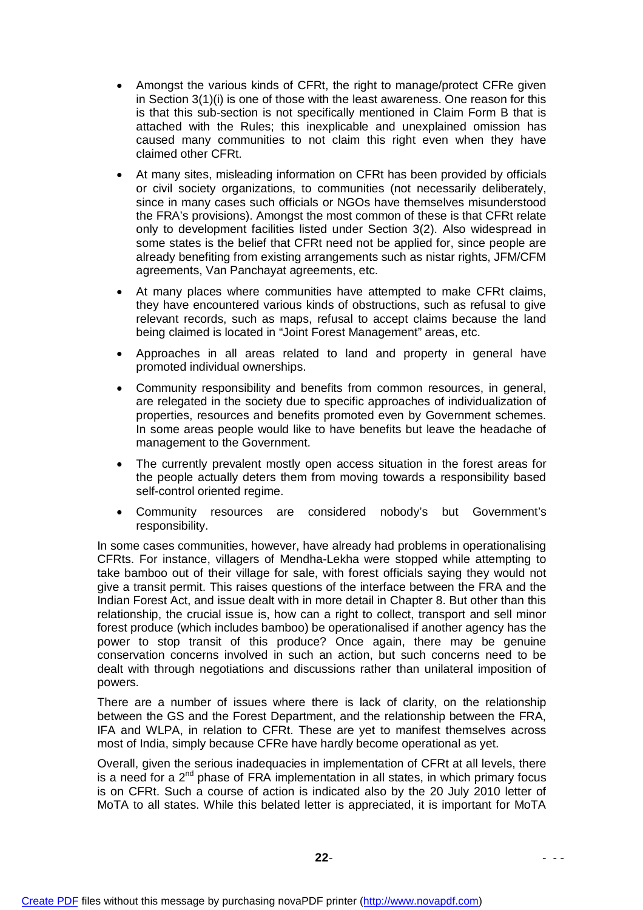- Amongst the various kinds of CFRt, the right to manage/protect CFRe given in Section 3(1)(i) is one of those with the least awareness. One reason for this is that this sub-section is not specifically mentioned in Claim Form B that is attached with the Rules; this inexplicable and unexplained omission has caused many communities to not claim this right even when they have claimed other CFRt.
- At many sites, misleading information on CFRt has been provided by officials or civil society organizations, to communities (not necessarily deliberately, since in many cases such officials or NGOs have themselves misunderstood the FRA's provisions). Amongst the most common of these is that CFRt relate only to development facilities listed under Section 3(2). Also widespread in some states is the belief that CFRt need not be applied for, since people are already benefiting from existing arrangements such as nistar rights, JFM/CFM agreements, Van Panchayat agreements, etc.
- At many places where communities have attempted to make CFRt claims, they have encountered various kinds of obstructions, such as refusal to give relevant records, such as maps, refusal to accept claims because the land being claimed is located in "Joint Forest Management" areas, etc.
- Approaches in all areas related to land and property in general have promoted individual ownerships.
- Community responsibility and benefits from common resources, in general, are relegated in the society due to specific approaches of individualization of properties, resources and benefits promoted even by Government schemes. In some areas people would like to have benefits but leave the headache of management to the Government.
- The currently prevalent mostly open access situation in the forest areas for the people actually deters them from moving towards a responsibility based self-control oriented regime.
- Community resources are considered nobody's but Government's responsibility.

In some cases communities, however, have already had problems in operationalising CFRts. For instance, villagers of Mendha-Lekha were stopped while attempting to take bamboo out of their village for sale, with forest officials saying they would not give a transit permit. This raises questions of the interface between the FRA and the Indian Forest Act, and issue dealt with in more detail in Chapter 8. But other than this relationship, the crucial issue is, how can a right to collect, transport and sell minor forest produce (which includes bamboo) be operationalised if another agency has the power to stop transit of this produce? Once again, there may be genuine conservation concerns involved in such an action, but such concerns need to be dealt with through negotiations and discussions rather than unilateral imposition of powers.

There are a number of issues where there is lack of clarity, on the relationship between the GS and the Forest Department, and the relationship between the FRA, IFA and WLPA, in relation to CFRt. These are yet to manifest themselves across most of India, simply because CFRe have hardly become operational as yet.

Overall, given the serious inadequacies in implementation of CFRt at all levels, there is a need for a 2nd phase of FRA implementation in all states, in which primary focus is on CFRt. Such a course of action is indicated also by the 20 July 2010 letter of MoTA to all states. While this belated letter is appreciated, it is important for MoTA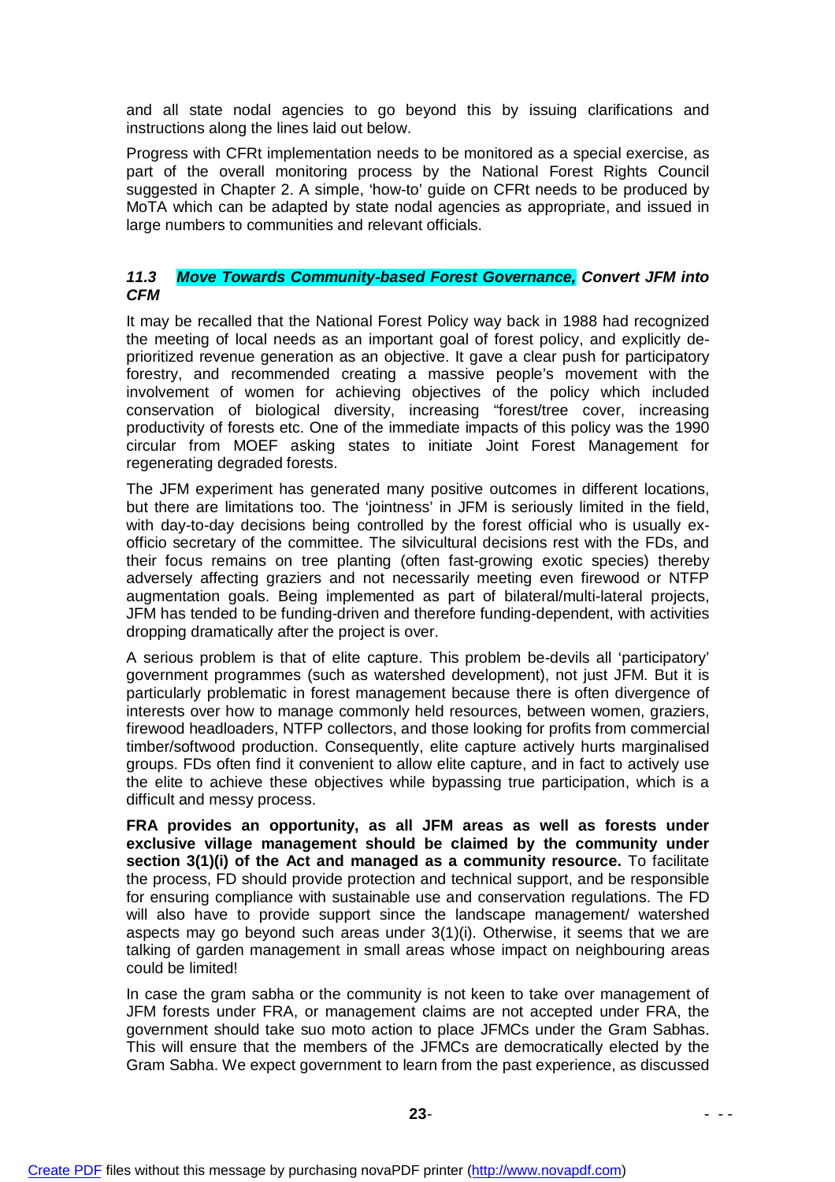and all state nodal agencies to go beyond this by issuing clarifications and instructions along the lines laid out below.

Progress with CFRt implementation needs to be monitored as a special exercise, as part of the overall monitoring process by the National Forest Rights Council suggested in Chapter 2. A simple, 'how-to' guide on CFRt needs to be produced by MoTA which can be adapted by state nodal agencies as appropriate, and issued in large numbers to communities and relevant officials.

### *11.3 Move Towards Community-based Forest Governance, Convert JFM into CFM*

It may be recalled that the National Forest Policy way back in 1988 had recognized the meeting of local needs as an important goal of forest policy, and explicitly de-prioritized revenue generation as an objective. It gave a clear push for participatory forestry, and recommended creating a massive people's movement with the involvement of women for achieving objectives of the policy which included conservation of biological diversity, increasing "forest/tree cover, increasing productivity of forests etc. One of the immediate impacts of this policy was the 1990 circular from MOEF asking states to initiate Joint Forest Management for regenerating degraded forests.

The JFM experiment has generated many positive outcomes in different locations, but there are limitations too. The 'jointness' in JFM is seriously limited in the field, with day-to-day decisions being controlled by the forest official who is usually ex-officio secretary of the committee. The silvicultural decisions rest with the FDs, and their focus remains on tree planting (often fast-growing exotic species) thereby adversely affecting graziers and not necessarily meeting even firewood or NTFP augmentation goals. Being implemented as part of bilateral/multi-lateral projects, JFM has tended to be funding-driven and therefore funding-dependent, with activities dropping dramatically after the project is over.

A serious problem is that of elite capture. This problem be-devils all 'participatory' government programmes (such as watershed development), not just JFM. But it is particularly problematic in forest management because there is often divergence of interests over how to manage commonly held resources, between women, graziers, firewood headloaders, NTFP collectors, and those looking for profits from commercial timber/softwood production. Consequently, elite capture actively hurts marginalised groups. FDs often find it convenient to allow elite capture, and in fact to actively use the elite to achieve these objectives while bypassing true participation, which is a difficult and messy process.

**FRA provides an opportunity, as all JFM areas as well as forests under exclusive village management should be claimed by the community under section 3(1)(i) of the Act and managed as a community resource.** To facilitate the process, FD should provide protection and technical support, and be responsible for ensuring compliance with sustainable use and conservation regulations. The FD will also have to provide support since the landscape management/ watershed aspects may go beyond such areas under 3(1)(i). Otherwise, it seems that we are talking of garden management in small areas whose impact on neighbouring areas could be limited!

In case the gram sabha or the community is not keen to take over management of JFM forests under FRA, or management claims are not accepted under FRA, the government should take suo moto action to place JFMCs under the Gram Sabhas. This will ensure that the members of the JFMCs are democratically elected by the Gram Sabha. We expect government to learn from the past experience, as discussed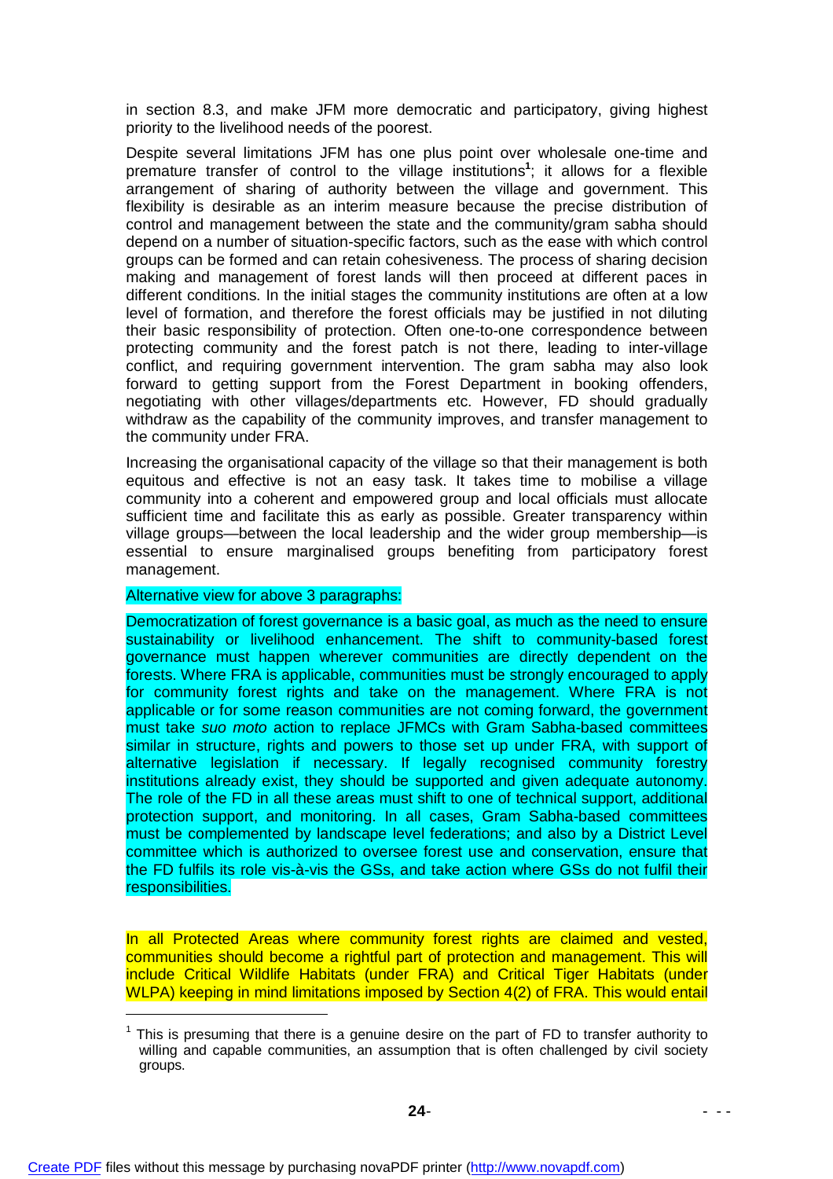in section 8.3, and make JFM more democratic and participatory, giving highest priority to the livelihood needs of the poorest.

Despite several limitations JFM has one plus point over wholesale one-time and premature transfer of control to the village institutions[1]; it allows for a flexible arrangement of sharing of authority between the village and government. This flexibility is desirable as an interim measure because the precise distribution of control and management between the state and the community/gram sabha should depend on a number of situation-specific factors, such as the ease with which control groups can be formed and can retain cohesiveness. The process of sharing decision making and management of forest lands will then proceed at different paces in different conditions. In the initial stages the community institutions are often at a low level of formation, and therefore the forest officials may be justified in not diluting their basic responsibility of protection. Often one-to-one correspondence between protecting community and the forest patch is not there, leading to inter-village conflict, and requiring government intervention. The gram sabha may also look forward to getting support from the Forest Department in booking offenders, negotiating with other villages/departments etc. However, FD should gradually withdraw as the capability of the community improves, and transfer management to the community under FRA.

Increasing the organisational capacity of the village so that their management is both equitous and effective is not an easy task. It takes time to mobilise a village community into a coherent and empowered group and local officials must allocate sufficient time and facilitate this as early as possible. Greater transparency within village groups—between the local leadership and the wider group membership—is essential to ensure marginalised groups benefiting from participatory forest management.

Alternative view for above 3 paragraphs:

Democratization of forest governance is a basic goal, as much as the need to ensure sustainability or livelihood enhancement. The shift to community-based forest governance must happen wherever communities are directly dependent on the forests. Where FRA is applicable, communities must be strongly encouraged to apply for community forest rights and take on the management. Where FRA is not applicable or for some reason communities are not coming forward, the government must take *suo moto* action to replace JFMCs with Gram Sabha-based committees similar in structure, rights and powers to those set up under FRA, with support of alternative legislation if necessary. If legally recognised community forestry institutions already exist, they should be supported and given adequate autonomy. The role of the FD in all these areas must shift to one of technical support, additional protection support, and monitoring. In all cases, Gram Sabha-based committees must be complemented by landscape level federations; and also by a District Level committee which is authorized to oversee forest use and conservation, ensure that the FD fulfils its role vis-à-vis the GSs, and take action where GSs do not fulfil their responsibilities.

In all Protected Areas where community forest rights are claimed and vested, communities should become a rightful part of protection and management. This will include Critical Wildlife Habitats (under FRA) and Critical Tiger Habitats (under WLPA) keeping in mind limitations imposed by Section 4(2) of FRA. This would entail

[1] This is presuming that there is a genuine desire on the part of FD to transfer authority to willing and capable communities, an assumption that is often challenged by civil society groups.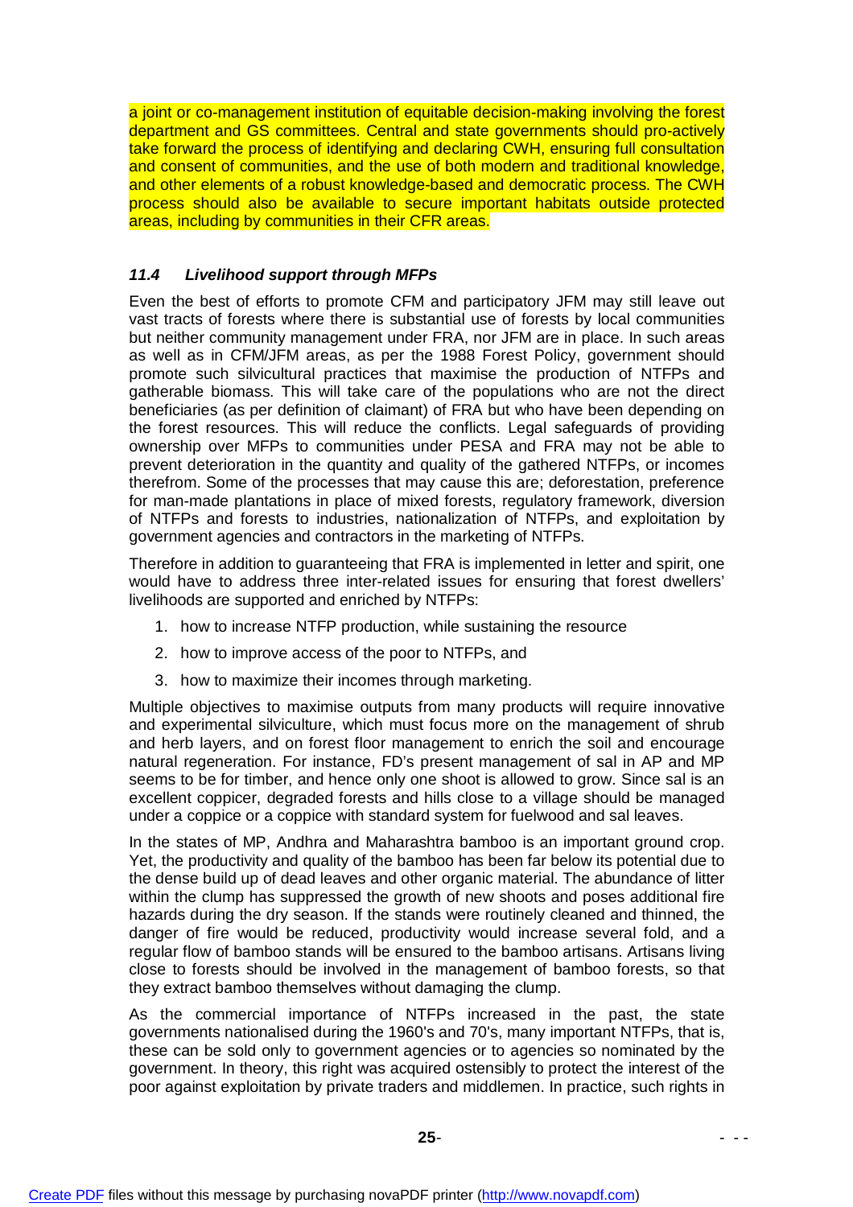a joint or co-management institution of equitable decision-making involving the forest department and GS committees. Central and state governments should pro-actively take forward the process of identifying and declaring CWH, ensuring full consultation and consent of communities, and the use of both modern and traditional knowledge, and other elements of a robust knowledge-based and democratic process. The CWH process should also be available to secure important habitats outside protected areas, including by communities in their CFR areas.

### *11.4 Livelihood support through MFPs*

Even the best of efforts to promote CFM and participatory JFM may still leave out vast tracts of forests where there is substantial use of forests by local communities but neither community management under FRA, nor JFM are in place. In such areas as well as in CFM/JFM areas, as per the 1988 Forest Policy, government should promote such silvicultural practices that maximise the production of NTFPs and gatherable biomass. This will take care of the populations who are not the direct beneficiaries (as per definition of claimant) of FRA but who have been depending on the forest resources. This will reduce the conflicts. Legal safeguards of providing ownership over MFPs to communities under PESA and FRA may not be able to prevent deterioration in the quantity and quality of the gathered NTFPs, or incomes therefrom. Some of the processes that may cause this are; deforestation, preference for man-made plantations in place of mixed forests, regulatory framework, diversion of NTFPs and forests to industries, nationalization of NTFPs, and exploitation by government agencies and contractors in the marketing of NTFPs.

Therefore in addition to guaranteeing that FRA is implemented in letter and spirit, one would have to address three inter-related issues for ensuring that forest dwellers' livelihoods are supported and enriched by NTFPs:

1. how to increase NTFP production, while sustaining the resource
2. how to improve access of the poor to NTFPs, and
3. how to maximize their incomes through marketing.

Multiple objectives to maximise outputs from many products will require innovative and experimental silviculture, which must focus more on the management of shrub and herb layers, and on forest floor management to enrich the soil and encourage natural regeneration. For instance, FD's present management of sal in AP and MP seems to be for timber, and hence only one shoot is allowed to grow. Since sal is an excellent coppicer, degraded forests and hills close to a village should be managed under a coppice or a coppice with standard system for fuelwood and sal leaves.

In the states of MP, Andhra and Maharashtra bamboo is an important ground crop. Yet, the productivity and quality of the bamboo has been far below its potential due to the dense build up of dead leaves and other organic material. The abundance of litter within the clump has suppressed the growth of new shoots and poses additional fire hazards during the dry season. If the stands were routinely cleaned and thinned, the danger of fire would be reduced, productivity would increase several fold, and a regular flow of bamboo stands will be ensured to the bamboo artisans. Artisans living close to forests should be involved in the management of bamboo forests, so that they extract bamboo themselves without damaging the clump.

As the commercial importance of NTFPs increased in the past, the state governments nationalised during the 1960's and 70's, many important NTFPs, that is, these can be sold only to government agencies or to agencies so nominated by the government. In theory, this right was acquired ostensibly to protect the interest of the poor against exploitation by private traders and middlemen. In practice, such rights in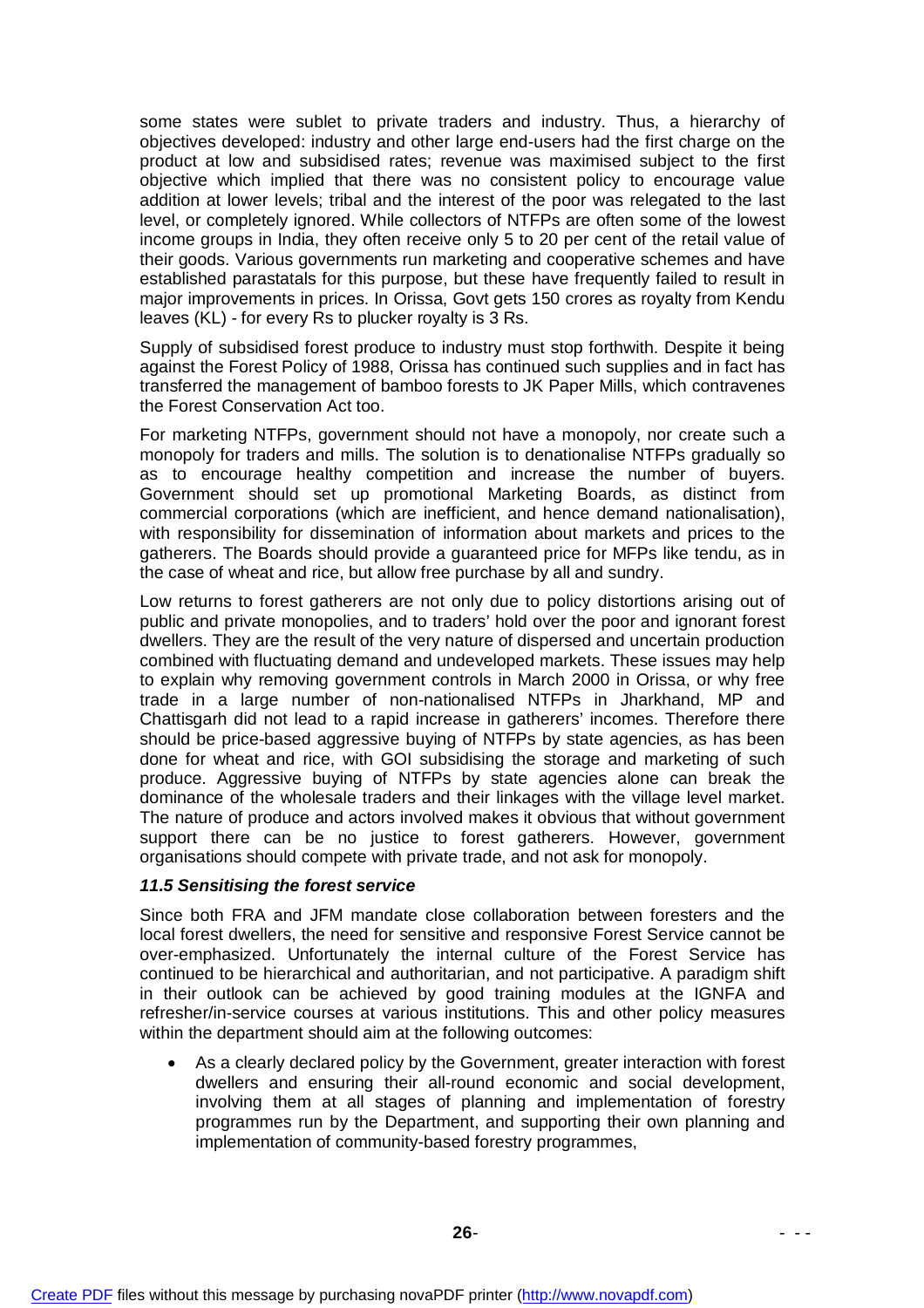some states were sublet to private traders and industry. Thus, a hierarchy of objectives developed: industry and other large end-users had the first charge on the product at low and subsidised rates; revenue was maximised subject to the first objective which implied that there was no consistent policy to encourage value addition at lower levels; tribal and the interest of the poor was relegated to the last level, or completely ignored. While collectors of NTFPs are often some of the lowest income groups in India, they often receive only 5 to 20 per cent of the retail value of their goods. Various governments run marketing and cooperative schemes and have established parastatals for this purpose, but these have frequently failed to result in major improvements in prices. In Orissa, Govt gets 150 crores as royalty from Kendu leaves (KL) - for every Rs to plucker royalty is 3 Rs.

Supply of subsidised forest produce to industry must stop forthwith. Despite it being against the Forest Policy of 1988, Orissa has continued such supplies and in fact has transferred the management of bamboo forests to JK Paper Mills, which contravenes the Forest Conservation Act too.

For marketing NTFPs, government should not have a monopoly, nor create such a monopoly for traders and mills. The solution is to denationalise NTFPs gradually so as to encourage healthy competition and increase the number of buyers. Government should set up promotional Marketing Boards, as distinct from commercial corporations (which are inefficient, and hence demand nationalisation), with responsibility for dissemination of information about markets and prices to the gatherers. The Boards should provide a guaranteed price for MFPs like tendu, as in the case of wheat and rice, but allow free purchase by all and sundry.

Low returns to forest gatherers are not only due to policy distortions arising out of public and private monopolies, and to traders' hold over the poor and ignorant forest dwellers. They are the result of the very nature of dispersed and uncertain production combined with fluctuating demand and undeveloped markets. These issues may help to explain why removing government controls in March 2000 in Orissa, or why free trade in a large number of non-nationalised NTFPs in Jharkhand, MP and Chattisgarh did not lead to a rapid increase in gatherers' incomes. Therefore there should be price-based aggressive buying of NTFPs by state agencies, as has been done for wheat and rice, with GOI subsidising the storage and marketing of such produce. Aggressive buying of NTFPs by state agencies alone can break the dominance of the wholesale traders and their linkages with the village level market. The nature of produce and actors involved makes it obvious that without government support there can be no justice to forest gatherers. However, government organisations should compete with private trade, and not ask for monopoly.

### *11.5 Sensitising the forest service*

Since both FRA and JFM mandate close collaboration between foresters and the local forest dwellers, the need for sensitive and responsive Forest Service cannot be over-emphasized. Unfortunately the internal culture of the Forest Service has continued to be hierarchical and authoritarian, and not participative. A paradigm shift in their outlook can be achieved by good training modules at the IGNFA and refresher/in-service courses at various institutions. This and other policy measures within the department should aim at the following outcomes:

- As a clearly declared policy by the Government, greater interaction with forest dwellers and ensuring their all-round economic and social development, involving them at all stages of planning and implementation of forestry programmes run by the Department, and supporting their own planning and implementation of community-based forestry programmes,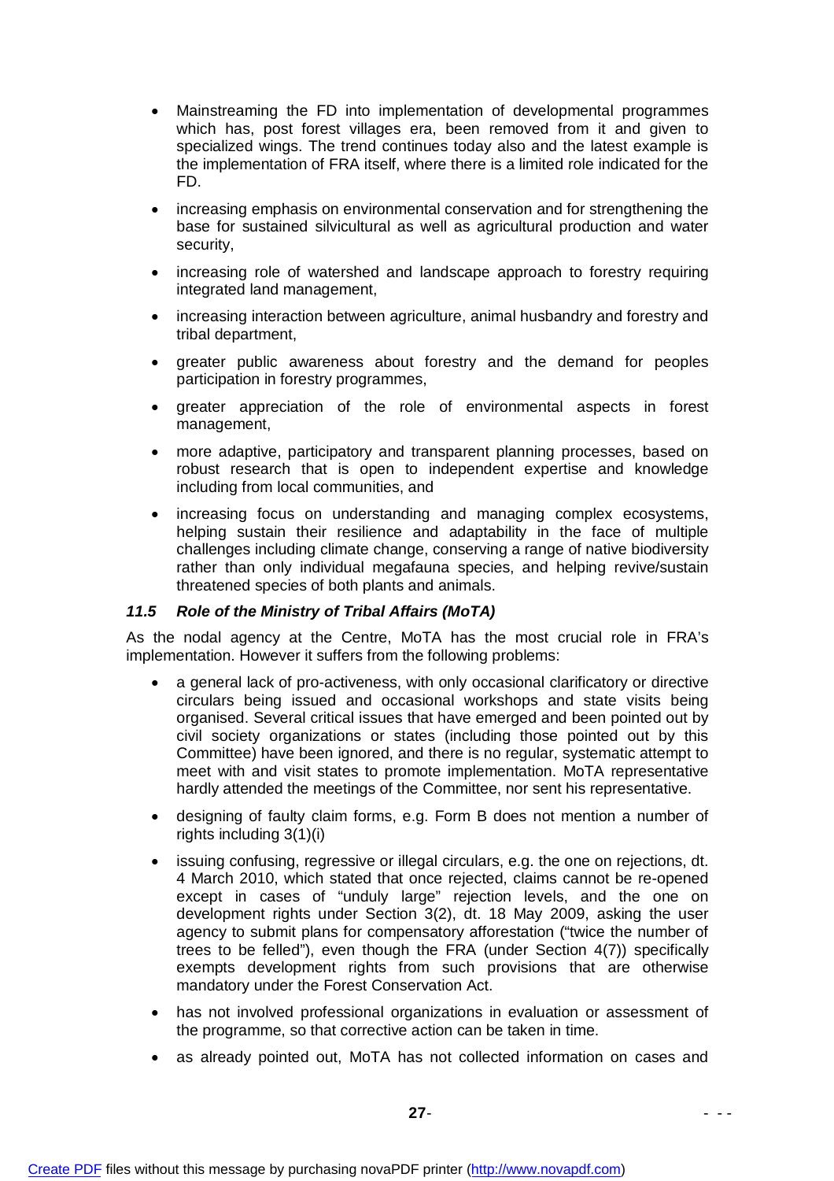- Mainstreaming the FD into implementation of developmental programmes which has, post forest villages era, been removed from it and given to specialized wings. The trend continues today also and the latest example is the implementation of FRA itself, where there is a limited role indicated for the FD.

- increasing emphasis on environmental conservation and for strengthening the base for sustained silvicultural as well as agricultural production and water security,

- increasing role of watershed and landscape approach to forestry requiring integrated land management,

- increasing interaction between agriculture, animal husbandry and forestry and tribal department,

- greater public awareness about forestry and the demand for peoples participation in forestry programmes,

- greater appreciation of the role of environmental aspects in forest management,

- more adaptive, participatory and transparent planning processes, based on robust research that is open to independent expertise and knowledge including from local communities, and

- increasing focus on understanding and managing complex ecosystems, helping sustain their resilience and adaptability in the face of multiple challenges including climate change, conserving a range of native biodiversity rather than only individual megafauna species, and helping revive/sustain threatened species of both plants and animals.

### *11.5 Role of the Ministry of Tribal Affairs (MoTA)*

As the nodal agency at the Centre, MoTA has the most crucial role in FRA's implementation. However it suffers from the following problems:

- a general lack of pro-activeness, with only occasional clarificatory or directive circulars being issued and occasional workshops and state visits being organised. Several critical issues that have emerged and been pointed out by civil society organizations or states (including those pointed out by this Committee) have been ignored, and there is no regular, systematic attempt to meet with and visit states to promote implementation. MoTA representative hardly attended the meetings of the Committee, nor sent his representative.

- designing of faulty claim forms, e.g. Form B does not mention a number of rights including 3(1)(i)

- issuing confusing, regressive or illegal circulars, e.g. the one on rejections, dt. 4 March 2010, which stated that once rejected, claims cannot be re-opened except in cases of "unduly large" rejection levels, and the one on development rights under Section 3(2), dt. 18 May 2009, asking the user agency to submit plans for compensatory afforestation ("twice the number of trees to be felled"), even though the FRA (under Section 4(7)) specifically exempts development rights from such provisions that are otherwise mandatory under the Forest Conservation Act.

- has not involved professional organizations in evaluation or assessment of the programme, so that corrective action can be taken in time.

- as already pointed out, MoTA has not collected information on cases and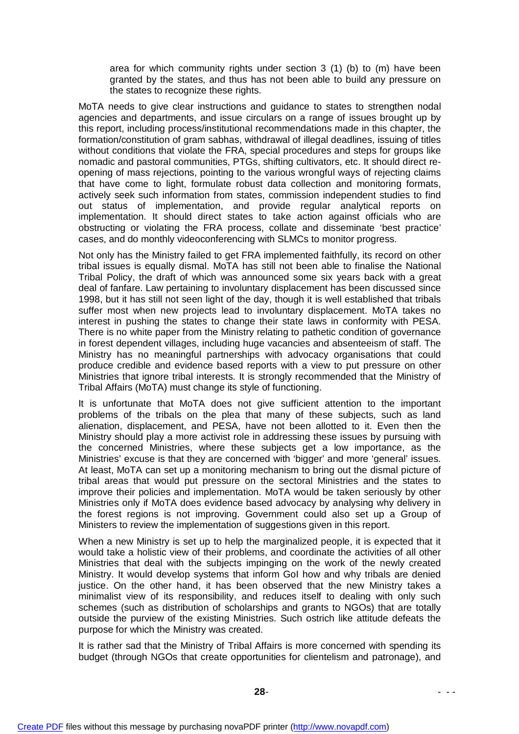area for which community rights under section 3 (1) (b) to (m) have been granted by the states, and thus has not been able to build any pressure on the states to recognize these rights.

MoTA needs to give clear instructions and guidance to states to strengthen nodal agencies and departments, and issue circulars on a range of issues brought up by this report, including process/institutional recommendations made in this chapter, the formation/constitution of gram sabhas, withdrawal of illegal deadlines, issuing of titles without conditions that violate the FRA, special procedures and steps for groups like nomadic and pastoral communities, PTGs, shifting cultivators, etc. It should direct re-opening of mass rejections, pointing to the various wrongful ways of rejecting claims that have come to light, formulate robust data collection and monitoring formats, actively seek such information from states, commission independent studies to find out status of implementation, and provide regular analytical reports on implementation. It should direct states to take action against officials who are obstructing or violating the FRA process, collate and disseminate 'best practice' cases, and do monthly videoconferencing with SLMCs to monitor progress.

Not only has the Ministry failed to get FRA implemented faithfully, its record on other tribal issues is equally dismal. MoTA has still not been able to finalise the National Tribal Policy, the draft of which was announced some six years back with a great deal of fanfare. Law pertaining to involuntary displacement has been discussed since 1998, but it has still not seen light of the day, though it is well established that tribals suffer most when new projects lead to involuntary displacement. MoTA takes no interest in pushing the states to change their state laws in conformity with PESA. There is no white paper from the Ministry relating to pathetic condition of governance in forest dependent villages, including huge vacancies and absenteeism of staff. The Ministry has no meaningful partnerships with advocacy organisations that could produce credible and evidence based reports with a view to put pressure on other Ministries that ignore tribal interests. It is strongly recommended that the Ministry of Tribal Affairs (MoTA) must change its style of functioning.

It is unfortunate that MoTA does not give sufficient attention to the important problems of the tribals on the plea that many of these subjects, such as land alienation, displacement, and PESA, have not been allotted to it. Even then the Ministry should play a more activist role in addressing these issues by pursuing with the concerned Ministries, where these subjects get a low importance, as the Ministries' excuse is that they are concerned with 'bigger' and more 'general' issues. At least, MoTA can set up a monitoring mechanism to bring out the dismal picture of tribal areas that would put pressure on the sectoral Ministries and the states to improve their policies and implementation. MoTA would be taken seriously by other Ministries only if MoTA does evidence based advocacy by analysing why delivery in the forest regions is not improving. Government could also set up a Group of Ministers to review the implementation of suggestions given in this report.

When a new Ministry is set up to help the marginalized people, it is expected that it would take a holistic view of their problems, and coordinate the activities of all other Ministries that deal with the subjects impinging on the work of the newly created Ministry. It would develop systems that inform GoI how and why tribals are denied justice. On the other hand, it has been observed that the new Ministry takes a minimalist view of its responsibility, and reduces itself to dealing with only such schemes (such as distribution of scholarships and grants to NGOs) that are totally outside the purview of the existing Ministries. Such ostrich like attitude defeats the purpose for which the Ministry was created.

It is rather sad that the Ministry of Tribal Affairs is more concerned with spending its budget (through NGOs that create opportunities for clientelism and patronage), and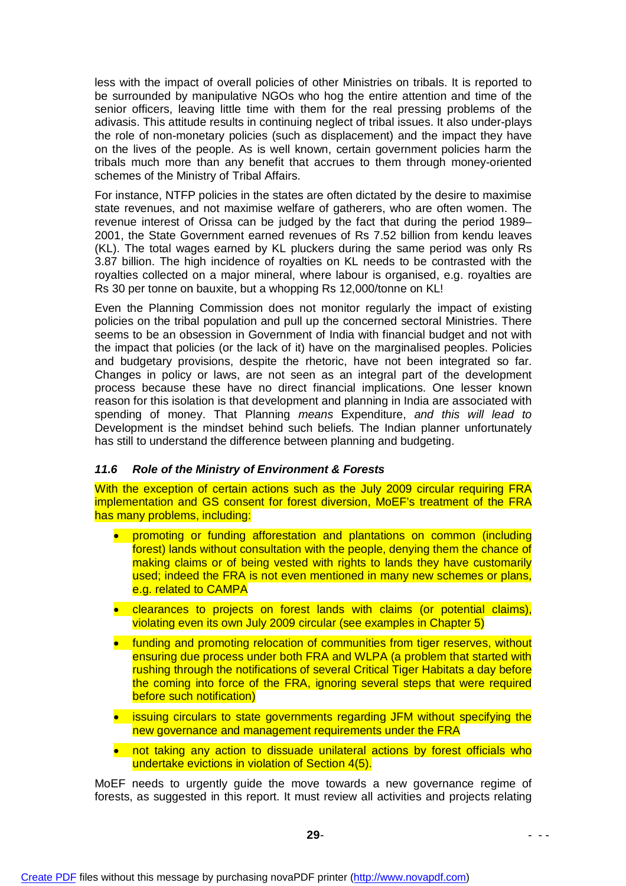less with the impact of overall policies of other Ministries on tribals. It is reported to be surrounded by manipulative NGOs who hog the entire attention and time of the senior officers, leaving little time with them for the real pressing problems of the adivasis. This attitude results in continuing neglect of tribal issues. It also under-plays the role of non-monetary policies (such as displacement) and the impact they have on the lives of the people. As is well known, certain government policies harm the tribals much more than any benefit that accrues to them through money-oriented schemes of the Ministry of Tribal Affairs.

For instance, NTFP policies in the states are often dictated by the desire to maximise state revenues, and not maximise welfare of gatherers, who are often women. The revenue interest of Orissa can be judged by the fact that during the period 1989–2001, the State Government earned revenues of Rs 7.52 billion from kendu leaves (KL). The total wages earned by KL pluckers during the same period was only Rs 3.87 billion. The high incidence of royalties on KL needs to be contrasted with the royalties collected on a major mineral, where labour is organised, e.g. royalties are Rs 30 per tonne on bauxite, but a whopping Rs 12,000/tonne on KL!

Even the Planning Commission does not monitor regularly the impact of existing policies on the tribal population and pull up the concerned sectoral Ministries. There seems to be an obsession in Government of India with financial budget and not with the impact that policies (or the lack of it) have on the marginalised peoples. Policies and budgetary provisions, despite the rhetoric, have not been integrated so far. Changes in policy or laws, are not seen as an integral part of the development process because these have no direct financial implications. One lesser known reason for this isolation is that development and planning in India are associated with spending of money. That Planning *means* Expenditure, *and this will lead to* Development is the mindset behind such beliefs. The Indian planner unfortunately has still to understand the difference between planning and budgeting.

### *11.6 Role of the Ministry of Environment & Forests*

With the exception of certain actions such as the July 2009 circular requiring FRA implementation and GS consent for forest diversion, MoEF's treatment of the FRA has many problems, including:

- promoting or funding afforestation and plantations on common (including forest) lands without consultation with the people, denying them the chance of making claims or of being vested with rights to lands they have customarily used; indeed the FRA is not even mentioned in many new schemes or plans, e.g. related to CAMPA
- clearances to projects on forest lands with claims (or potential claims), violating even its own July 2009 circular (see examples in Chapter 5)
- funding and promoting relocation of communities from tiger reserves, without ensuring due process under both FRA and WLPA (a problem that started with rushing through the notifications of several Critical Tiger Habitats a day before the coming into force of the FRA, ignoring several steps that were required before such notification)
- issuing circulars to state governments regarding JFM without specifying the new governance and management requirements under the FRA
- not taking any action to dissuade unilateral actions by forest officials who undertake evictions in violation of Section 4(5).

MoEF needs to urgently guide the move towards a new governance regime of forests, as suggested in this report. It must review all activities and projects relating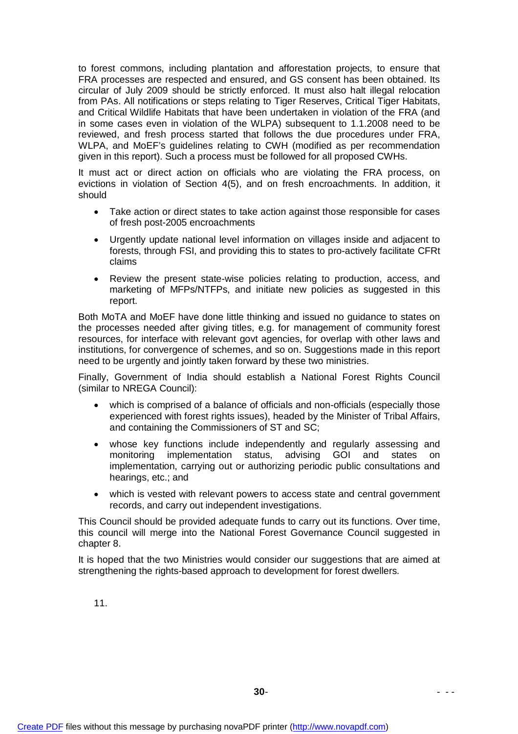to forest commons, including plantation and afforestation projects, to ensure that FRA processes are respected and ensured, and GS consent has been obtained. Its circular of July 2009 should be strictly enforced. It must also halt illegal relocation from PAs. All notifications or steps relating to Tiger Reserves, Critical Tiger Habitats, and Critical Wildlife Habitats that have been undertaken in violation of the FRA (and in some cases even in violation of the WLPA) subsequent to 1.1.2008 need to be reviewed, and fresh process started that follows the due procedures under FRA, WLPA, and MoEF's guidelines relating to CWH (modified as per recommendation given in this report). Such a process must be followed for all proposed CWHs.

It must act or direct action on officials who are violating the FRA process, on evictions in violation of Section 4(5), and on fresh encroachments. In addition, it should

- Take action or direct states to take action against those responsible for cases of fresh post-2005 encroachments
- Urgently update national level information on villages inside and adjacent to forests, through FSI, and providing this to states to pro-actively facilitate CFRt claims
- Review the present state-wise policies relating to production, access, and marketing of MFPs/NTFPs, and initiate new policies as suggested in this report.

Both MoTA and MoEF have done little thinking and issued no guidance to states on the processes needed after giving titles, e.g. for management of community forest resources, for interface with relevant govt agencies, for overlap with other laws and institutions, for convergence of schemes, and so on. Suggestions made in this report need to be urgently and jointly taken forward by these two ministries.

Finally, Government of India should establish a National Forest Rights Council (similar to NREGA Council):

- which is comprised of a balance of officials and non-officials (especially those experienced with forest rights issues), headed by the Minister of Tribal Affairs, and containing the Commissioners of ST and SC;
- whose key functions include independently and regularly assessing and monitoring implementation status, advising GOI and states on implementation, carrying out or authorizing periodic public consultations and hearings, etc.; and
- which is vested with relevant powers to access state and central government records, and carry out independent investigations.

This Council should be provided adequate funds to carry out its functions. Over time, this council will merge into the National Forest Governance Council suggested in chapter 8.

It is hoped that the two Ministries would consider our suggestions that are aimed at strengthening the rights-based approach to development for forest dwellers.

11.